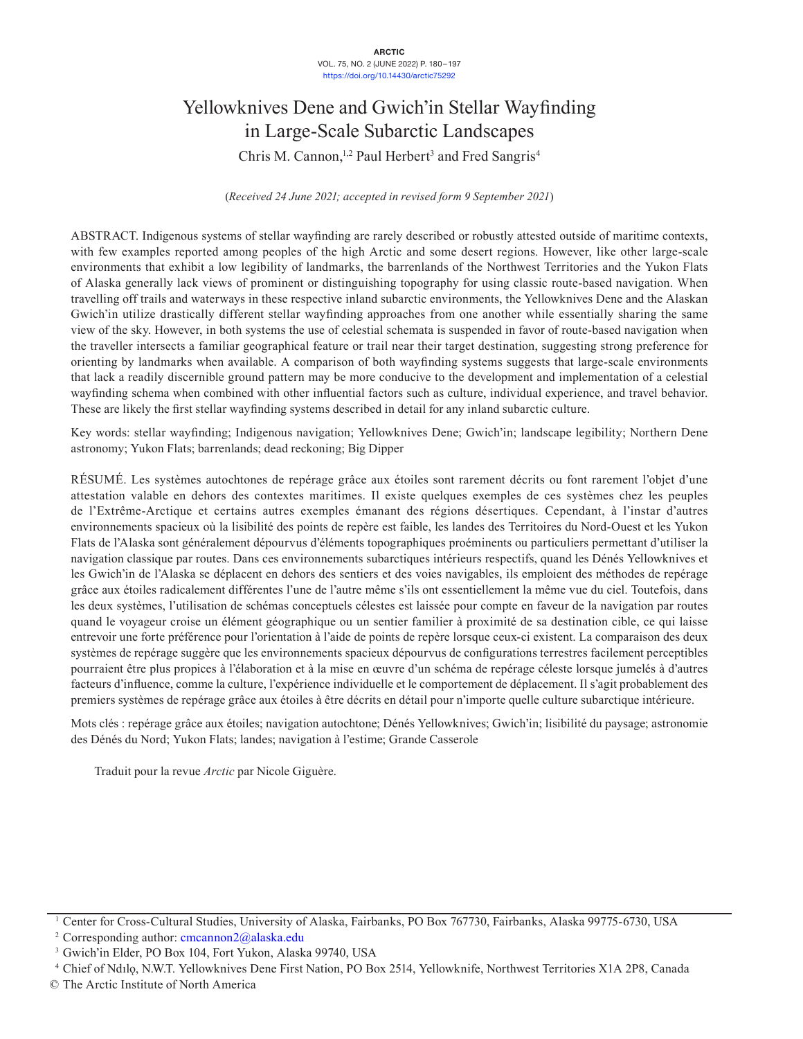# Yellowknives Dene and Gwich'in Stellar Wayfinding in Large-Scale Subarctic Landscapes

Chris M. Cannon,[1,2] Paul Herbert[3] and Fred Sangris[4]

(*Received 24 June 2021; accepted in revised form 9 September 2021*)

ABSTRACT. Indigenous systems of stellar wayfinding are rarely described or robustly attested outside of maritime contexts, with few examples reported among peoples of the high Arctic and some desert regions. However, like other large-scale environments that exhibit a low legibility of landmarks, the barrenlands of the Northwest Territories and the Yukon Flats of Alaska generally lack views of prominent or distinguishing topography for using classic route-based navigation. When travelling off trails and waterways in these respective inland subarctic environments, the Yellowknives Dene and the Alaskan Gwich'in utilize drastically different stellar wayfinding approaches from one another while essentially sharing the same view of the sky. However, in both systems the use of celestial schemata is suspended in favor of route-based navigation when the traveller intersects a familiar geographical feature or trail near their target destination, suggesting strong preference for orienting by landmarks when available. A comparison of both wayfinding systems suggests that large-scale environments that lack a readily discernible ground pattern may be more conducive to the development and implementation of a celestial wayfinding schema when combined with other influential factors such as culture, individual experience, and travel behavior. These are likely the first stellar wayfinding systems described in detail for any inland subarctic culture.

Key words: stellar wayfinding; Indigenous navigation; Yellowknives Dene; Gwich'in; landscape legibility; Northern Dene astronomy; Yukon Flats; barrenlands; dead reckoning; Big Dipper

RÉSUMÉ. Les systèmes autochtones de repérage grâce aux étoiles sont rarement décrits ou font rarement l'objet d'une attestation valable en dehors des contextes maritimes. Il existe quelques exemples de ces systèmes chez les peuples de l'Extrême-Arctique et certains autres exemples émanant des régions désertiques. Cependant, à l'instar d'autres environnements spacieux où la lisibilité des points de repère est faible, les landes des Territoires du Nord-Ouest et les Yukon Flats de l'Alaska sont généralement dépourvus d'éléments topographiques proéminents ou particuliers permettant d'utiliser la navigation classique par routes. Dans ces environnements subarctiques intérieurs respectifs, quand les Dénés Yellowknives et les Gwich'in de l'Alaska se déplacent en dehors des sentiers et des voies navigables, ils emploient des méthodes de repérage grâce aux étoiles radicalement différentes l'une de l'autre même s'ils ont essentiellement la même vue du ciel. Toutefois, dans les deux systèmes, l'utilisation de schémas conceptuels célestes est laissée pour compte en faveur de la navigation par routes quand le voyageur croise un élément géographique ou un sentier familier à proximité de sa destination cible, ce qui laisse entrevoir une forte préférence pour l'orientation à l'aide de points de repère lorsque ceux-ci existent. La comparaison des deux systèmes de repérage suggère que les environnements spacieux dépourvus de configurations terrestres facilement perceptibles pourraient être plus propices à l'élaboration et à la mise en œuvre d'un schéma de repérage céleste lorsque jumelés à d'autres facteurs d'influence, comme la culture, l'expérience individuelle et le comportement de déplacement. Il s'agit probablement des premiers systèmes de repérage grâce aux étoiles à être décrits en détail pour n'importe quelle culture subarctique intérieure.

Mots clés : repérage grâce aux étoiles; navigation autochtone; Dénés Yellowknives; Gwich'in; lisibilité du paysage; astronomie des Dénés du Nord; Yukon Flats; landes; navigation à l'estime; Grande Casserole

Traduit pour la revue *Arctic* par Nicole Giguère.

---

[1] Center for Cross-Cultural Studies, University of Alaska, Fairbanks, PO Box 767730, Fairbanks, Alaska 99775-6730, USA

[2] Corresponding author: cmcannon2@alaska.edu

[3] Gwich'in Elder, PO Box 104, Fort Yukon, Alaska 99740, USA

[4] Chief of Ndılǫ, N.W.T. Yellowknives Dene First Nation, PO Box 2514, Yellowknife, Northwest Territories X1A 2P8, Canada

© The Arctic Institute of North America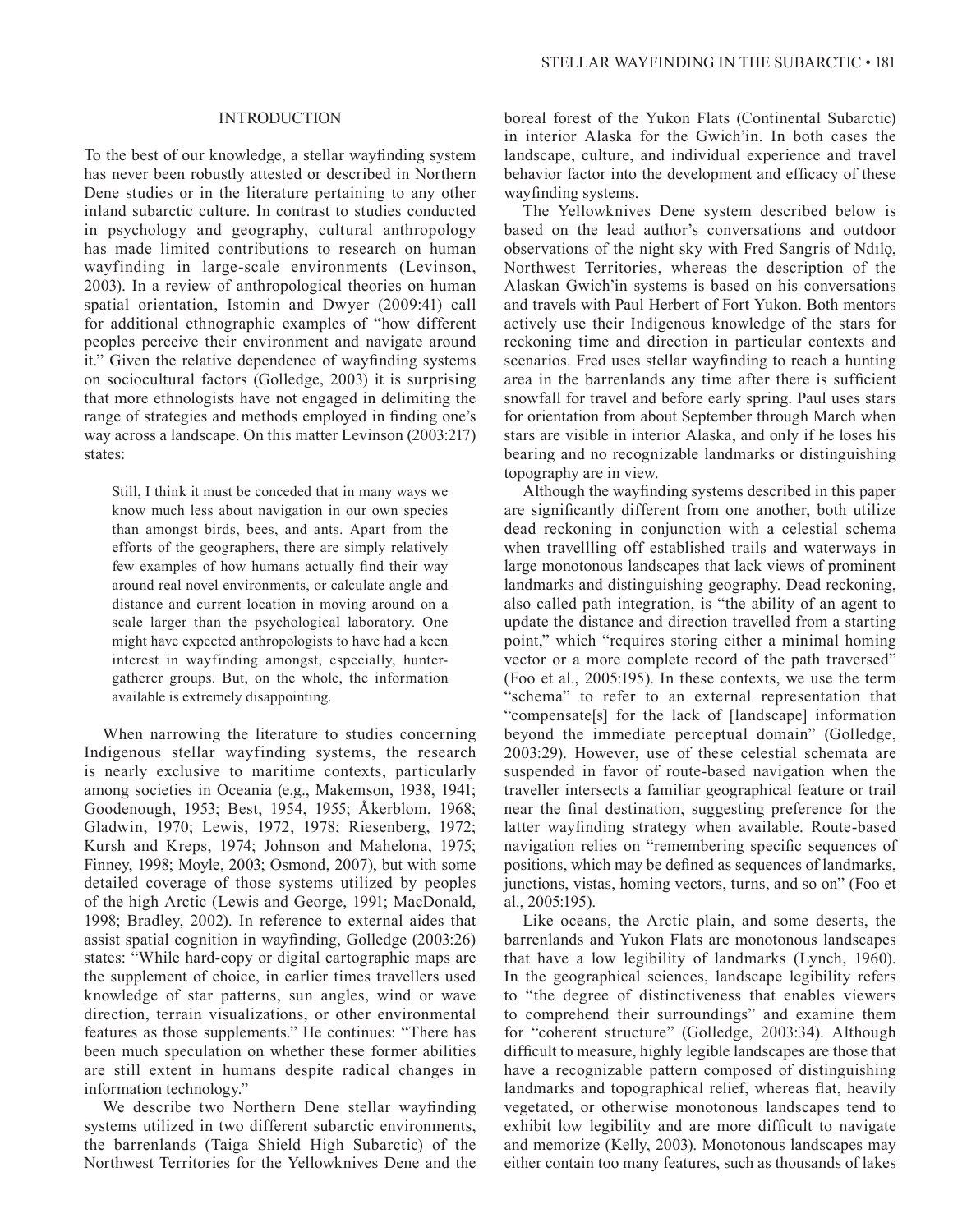## INTRODUCTION

To the best of our knowledge, a stellar wayfinding system has never been robustly attested or described in Northern Dene studies or in the literature pertaining to any other inland subarctic culture. In contrast to studies conducted in psychology and geography, cultural anthropology has made limited contributions to research on human wayfinding in large-scale environments (Levinson, 2003). In a review of anthropological theories on human spatial orientation, Istomin and Dwyer (2009:41) call for additional ethnographic examples of "how different peoples perceive their environment and navigate around it." Given the relative dependence of wayfinding systems on sociocultural factors (Golledge, 2003) it is surprising that more ethnologists have not engaged in delimiting the range of strategies and methods employed in finding one's way across a landscape. On this matter Levinson (2003:217) states:

> Still, I think it must be conceded that in many ways we know much less about navigation in our own species than amongst birds, bees, and ants. Apart from the efforts of the geographers, there are simply relatively few examples of how humans actually find their way around real novel environments, or calculate angle and distance and current location in moving around on a scale larger than the psychological laboratory. One might have expected anthropologists to have had a keen interest in wayfinding amongst, especially, hunter-gatherer groups. But, on the whole, the information available is extremely disappointing.

When narrowing the literature to studies concerning Indigenous stellar wayfinding systems, the research is nearly exclusive to maritime contexts, particularly among societies in Oceania (e.g., Makemson, 1938, 1941; Goodenough, 1953; Best, 1954, 1955; Åkerblom, 1968; Gladwin, 1970; Lewis, 1972, 1978; Riesenberg, 1972; Kursh and Kreps, 1974; Johnson and Mahelona, 1975; Finney, 1998; Moyle, 2003; Osmond, 2007), but with some detailed coverage of those systems utilized by peoples of the high Arctic (Lewis and George, 1991; MacDonald, 1998; Bradley, 2002). In reference to external aides that assist spatial cognition in wayfinding, Golledge (2003:26) states: "While hard-copy or digital cartographic maps are the supplement of choice, in earlier times travellers used knowledge of star patterns, sun angles, wind or wave direction, terrain visualizations, or other environmental features as those supplements." He continues: "There has been much speculation on whether these former abilities are still extent in humans despite radical changes in information technology."

We describe two Northern Dene stellar wayfinding systems utilized in two different subarctic environments, the barrenlands (Taiga Shield High Subarctic) of the Northwest Territories for the Yellowknives Dene and the boreal forest of the Yukon Flats (Continental Subarctic) in interior Alaska for the Gwich'in. In both cases the landscape, culture, and individual experience and travel behavior factor into the development and efficacy of these wayfinding systems.

The Yellowknives Dene system described below is based on the lead author's conversations and outdoor observations of the night sky with Fred Sangris of Ndılǫ, Northwest Territories, whereas the description of the Alaskan Gwich'in systems is based on his conversations and travels with Paul Herbert of Fort Yukon. Both mentors actively use their Indigenous knowledge of the stars for reckoning time and direction in particular contexts and scenarios. Fred uses stellar wayfinding to reach a hunting area in the barrenlands any time after there is sufficient snowfall for travel and before early spring. Paul uses stars for orientation from about September through March when stars are visible in interior Alaska, and only if he loses his bearing and no recognizable landmarks or distinguishing topography are in view.

Although the wayfinding systems described in this paper are significantly different from one another, both utilize dead reckoning in conjunction with a celestial schema when travellling off established trails and waterways in large monotonous landscapes that lack views of prominent landmarks and distinguishing geography. Dead reckoning, also called path integration, is "the ability of an agent to update the distance and direction travelled from a starting point," which "requires storing either a minimal homing vector or a more complete record of the path traversed" (Foo et al., 2005:195). In these contexts, we use the term "schema" to refer to an external representation that "compensate[s] for the lack of [landscape] information beyond the immediate perceptual domain" (Golledge, 2003:29). However, use of these celestial schemata are suspended in favor of route-based navigation when the traveller intersects a familiar geographical feature or trail near the final destination, suggesting preference for the latter wayfinding strategy when available. Route-based navigation relies on "remembering specific sequences of positions, which may be defined as sequences of landmarks, junctions, vistas, homing vectors, turns, and so on" (Foo et al., 2005:195).

Like oceans, the Arctic plain, and some deserts, the barrenlands and Yukon Flats are monotonous landscapes that have a low legibility of landmarks (Lynch, 1960). In the geographical sciences, landscape legibility refers to "the degree of distinctiveness that enables viewers to comprehend their surroundings" and examine them for "coherent structure" (Golledge, 2003:34). Although difficult to measure, highly legible landscapes are those that have a recognizable pattern composed of distinguishing landmarks and topographical relief, whereas flat, heavily vegetated, or otherwise monotonous landscapes tend to exhibit low legibility and are more difficult to navigate and memorize (Kelly, 2003). Monotonous landscapes may either contain too many features, such as thousands of lakes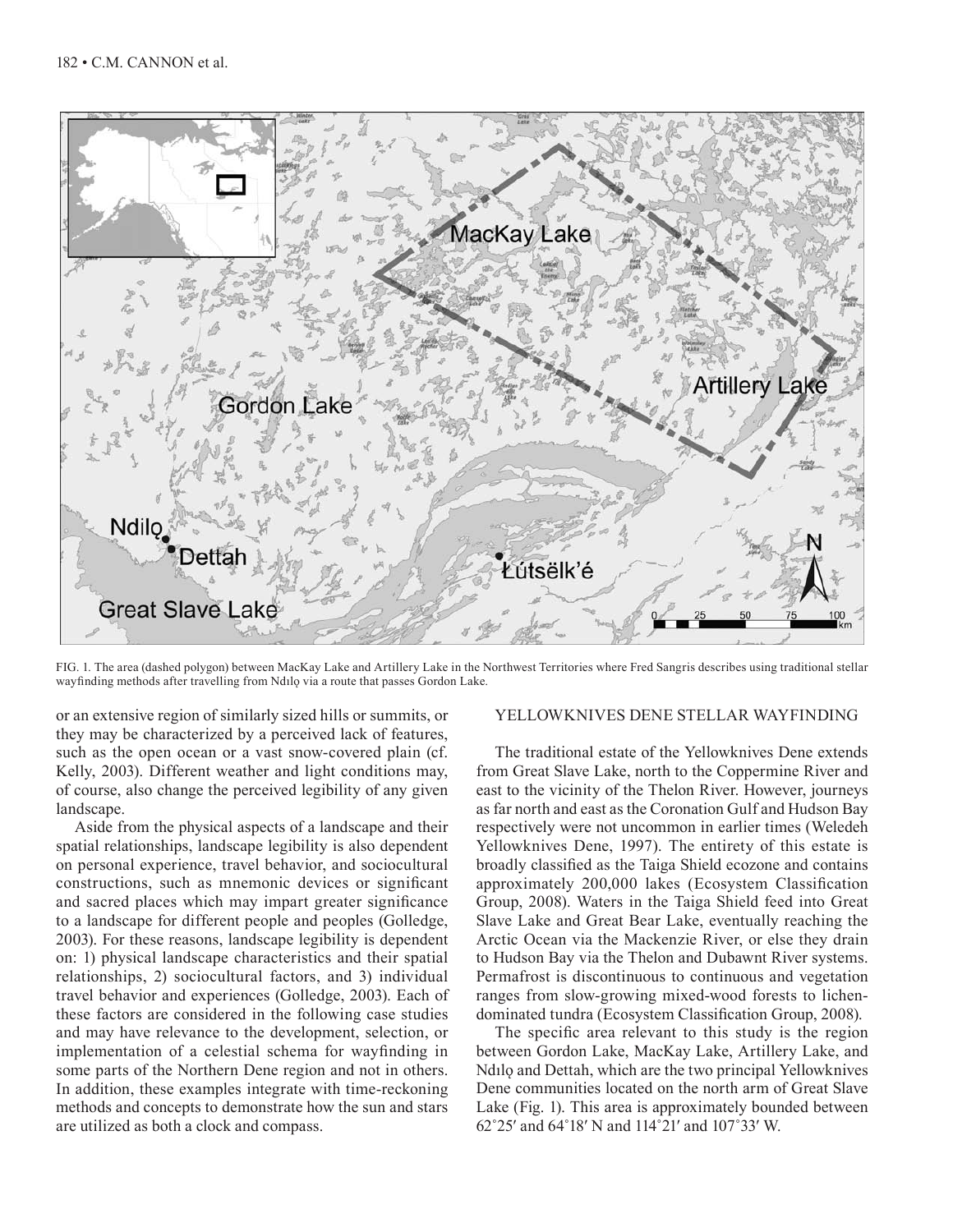FIG. 1. The area (dashed polygon) between MacKay Lake and Artillery Lake in the Northwest Territories where Fred Sangris describes using traditional stellar wayfinding methods after travelling from Ndılǫ via a route that passes Gordon Lake.

or an extensive region of similarly sized hills or summits, or they may be characterized by a perceived lack of features, such as the open ocean or a vast snow-covered plain (cf. Kelly, 2003). Different weather and light conditions may, of course, also change the perceived legibility of any given landscape.

Aside from the physical aspects of a landscape and their spatial relationships, landscape legibility is also dependent on personal experience, travel behavior, and sociocultural constructions, such as mnemonic devices or significant and sacred places which may impart greater significance to a landscape for different people and peoples (Golledge, 2003). For these reasons, landscape legibility is dependent on: 1) physical landscape characteristics and their spatial relationships, 2) sociocultural factors, and 3) individual travel behavior and experiences (Golledge, 2003). Each of these factors are considered in the following case studies and may have relevance to the development, selection, or implementation of a celestial schema for wayfinding in some parts of the Northern Dene region and not in others. In addition, these examples integrate with time-reckoning methods and concepts to demonstrate how the sun and stars are utilized as both a clock and compass.

## YELLOWKNIVES DENE STELLAR WAYFINDING

The traditional estate of the Yellowknives Dene extends from Great Slave Lake, north to the Coppermine River and east to the vicinity of the Thelon River. However, journeys as far north and east as the Coronation Gulf and Hudson Bay respectively were not uncommon in earlier times (Weledeh Yellowknives Dene, 1997). The entirety of this estate is broadly classified as the Taiga Shield ecozone and contains approximately 200,000 lakes (Ecosystem Classification Group, 2008). Waters in the Taiga Shield feed into Great Slave Lake and Great Bear Lake, eventually reaching the Arctic Ocean via the Mackenzie River, or else they drain to Hudson Bay via the Thelon and Dubawnt River systems. Permafrost is discontinuous to continuous and vegetation ranges from slow-growing mixed-wood forests to lichen-dominated tundra (Ecosystem Classification Group, 2008).

The specific area relevant to this study is the region between Gordon Lake, MacKay Lake, Artillery Lake, and Ndılǫ and Dettah, which are the two principal Yellowknives Dene communities located on the north arm of Great Slave Lake (Fig. 1). This area is approximately bounded between 62˚25′ and 64˚18′ N and 114˚21′ and 107˚33′ W.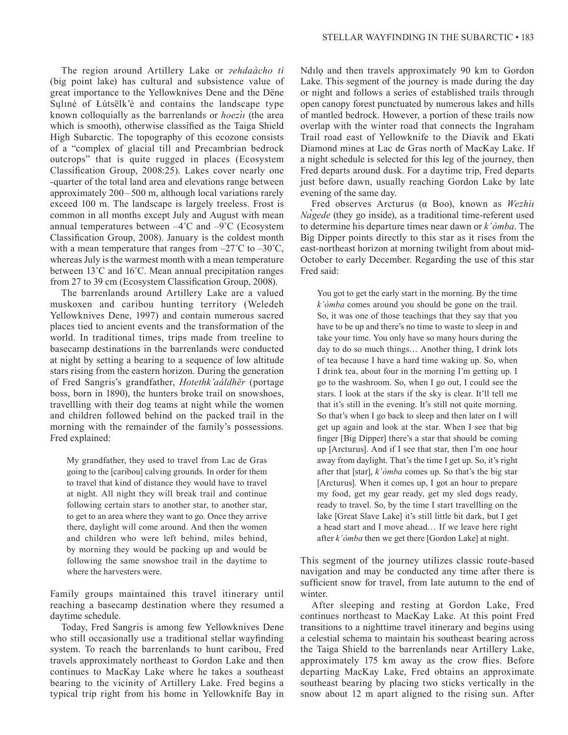The region around Artillery Lake or *ʔehdaàcho tì* (big point lake) has cultural and subsistence value of great importance to the Yellowknives Dene and the Dëne Sųłıné of Łútsëlk'é and contains the landscape type known colloquially as the barrenlands or *hoezìı* (the area which is smooth), otherwise classified as the Taiga Shield High Subarctic. The topography of this ecozone consists of a "complex of glacial till and Precambrian bedrock outcrops" that is quite rugged in places (Ecosystem Classification Group, 2008:25). Lakes cover nearly one -quarter of the total land area and elevations range between approximately 200 – 500 m, although local variations rarely exceed 100 m. The landscape is largely treeless. Frost is common in all months except July and August with mean annual temperatures between –4˚C and –9˚C (Ecosystem Classification Group, 2008). January is the coldest month with a mean temperature that ranges from –27˚C to –30˚C, whereas July is the warmest month with a mean temperature between 13˚C and 16˚C. Mean annual precipitation ranges from 27 to 39 cm (Ecosystem Classification Group, 2008).

The barrenlands around Artillery Lake are a valued muskoxen and caribou hunting territory (Weledeh Yellowknives Dene, 1997) and contain numerous sacred places tied to ancient events and the transformation of the world. In traditional times, trips made from treeline to basecamp destinations in the barrenlands were conducted at night by setting a bearing to a sequence of low altitude stars rising from the eastern horizon. During the generation of Fred Sangris's grandfather, *Hotethk'aáldhër* (portage boss, born in 1890), the hunters broke trail on snowshoes, travellling with their dog teams at night while the women and children followed behind on the packed trail in the morning with the remainder of the family's possessions. Fred explained:

> My grandfather, they used to travel from Lac de Gras going to the [caribou] calving grounds. In order for them to travel that kind of distance they would have to travel at night. All night they will break trail and continue following certain stars to another star, to another star, to get to an area where they want to go. Once they arrive there, daylight will come around. And then the women and children who were left behind, miles behind, by morning they would be packing up and would be following the same snowshoe trail in the daytime to where the harvesters were.

Family groups maintained this travel itinerary until reaching a basecamp destination where they resumed a daytime schedule.

Today, Fred Sangris is among few Yellowknives Dene who still occasionally use a traditional stellar wayfinding system. To reach the barrenlands to hunt caribou, Fred travels approximately northeast to Gordon Lake and then continues to MacKay Lake where he takes a southeast bearing to the vicinity of Artillery Lake. Fred begins a typical trip right from his home in Yellowknife Bay in Ndılǫ and then travels approximately 90 km to Gordon Lake. This segment of the journey is made during the day or night and follows a series of established trails through open canopy forest punctuated by numerous lakes and hills of mantled bedrock. However, a portion of these trails now overlap with the winter road that connects the Ingraham Trail road east of Yellowknife to the Diavik and Ekati Diamond mines at Lac de Gras north of MacKay Lake. If a night schedule is selected for this leg of the journey, then Fred departs around dusk. For a daytime trip, Fred departs just before dawn, usually reaching Gordon Lake by late evening of the same day.

Fred observes Arcturus (α Boo), known as *Wezhìı Nàgede* (they go inside), as a traditional time-referent used to determine his departure times near dawn or *k'òmba*. The Big Dipper points directly to this star as it rises from the east-northeast horizon at morning twilight from about mid-October to early December. Regarding the use of this star Fred said:

> You got to get the early start in the morning. By the time *k'òmba* comes around you should be gone on the trail. So, it was one of those teachings that they say that you have to be up and there's no time to waste to sleep in and take your time. You only have so many hours during the day to do so much things… Another thing, I drink lots of tea because I have a hard time waking up. So, when I drink tea, about four in the morning I'm getting up. I go to the washroom. So, when I go out, I could see the stars. I look at the stars if the sky is clear. It'll tell me that it's still in the evening. It's still not quite morning. So that's when I go back to sleep and then later on I will get up again and look at the star. When I see that big finger [Big Dipper] there's a star that should be coming up [Arcturus]. And if I see that star, then I'm one hour away from daylight. That's the time I get up. So, it's right after that [star], *k'òmba* comes up. So that's the big star [Arcturus]. When it comes up, I got an hour to prepare my food, get my gear ready, get my sled dogs ready, ready to travel. So, by the time I start travellling on the lake [Great Slave Lake] it's still little bit dark, but I get a head start and I move ahead… If we leave here right after *k'òmba* then we get there [Gordon Lake] at night.

This segment of the journey utilizes classic route-based navigation and may be conducted any time after there is sufficient snow for travel, from late autumn to the end of winter.

After sleeping and resting at Gordon Lake, Fred continues northeast to MacKay Lake. At this point Fred transitions to a nighttime travel itinerary and begins using a celestial schema to maintain his southeast bearing across the Taiga Shield to the barrenlands near Artillery Lake, approximately 175 km away as the crow flies. Before departing MacKay Lake, Fred obtains an approximate southeast bearing by placing two sticks vertically in the snow about 12 m apart aligned to the rising sun. After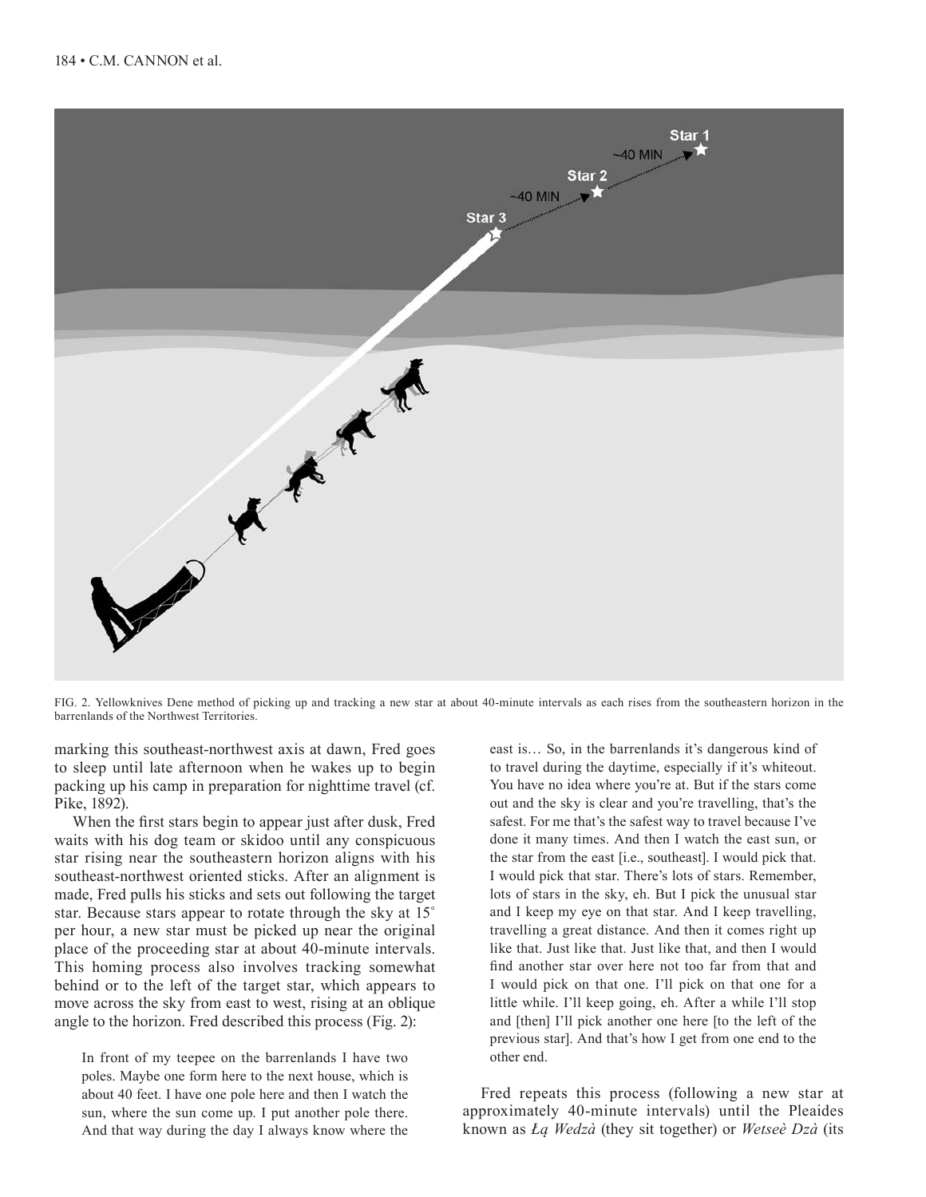FIG. 2. Yellowknives Dene method of picking up and tracking a new star at about 40-minute intervals as each rises from the southeastern horizon in the barrenlands of the Northwest Territories.

marking this southeast-northwest axis at dawn, Fred goes to sleep until late afternoon when he wakes up to begin packing up his camp in preparation for nighttime travel (cf. Pike, 1892).

When the first stars begin to appear just after dusk, Fred waits with his dog team or skidoo until any conspicuous star rising near the southeastern horizon aligns with his southeast-northwest oriented sticks. After an alignment is made, Fred pulls his sticks and sets out following the target star. Because stars appear to rotate through the sky at 15˚ per hour, a new star must be picked up near the original place of the proceeding star at about 40-minute intervals. This homing process also involves tracking somewhat behind or to the left of the target star, which appears to move across the sky from east to west, rising at an oblique angle to the horizon. Fred described this process (Fig. 2):

> In front of my teepee on the barrenlands I have two poles. Maybe one form here to the next house, which is about 40 feet. I have one pole here and then I watch the sun, where the sun come up. I put another pole there. And that way during the day I always know where the east is… So, in the barrenlands it's dangerous kind of to travel during the daytime, especially if it's whiteout. You have no idea where you're at. But if the stars come out and the sky is clear and you're travelling, that's the safest. For me that's the safest way to travel because I've done it many times. And then I watch the east sun, or the star from the east [i.e., southeast]. I would pick that. I would pick that star. There's lots of stars. Remember, lots of stars in the sky, eh. But I pick the unusual star and I keep my eye on that star. And I keep travelling, travelling a great distance. And then it comes right up like that. Just like that. Just like that, and then I would find another star over here not too far from that and I would pick on that one. I'll pick on that one for a little while. I'll keep going, eh. After a while I'll stop and [then] I'll pick another one here [to the left of the previous star]. And that's how I get from one end to the other end.

Fred repeats this process (following a new star at approximately 40-minute intervals) until the Pleaides known as *Łą Wedzà* (they sit together) or *Wetseè Dzà* (its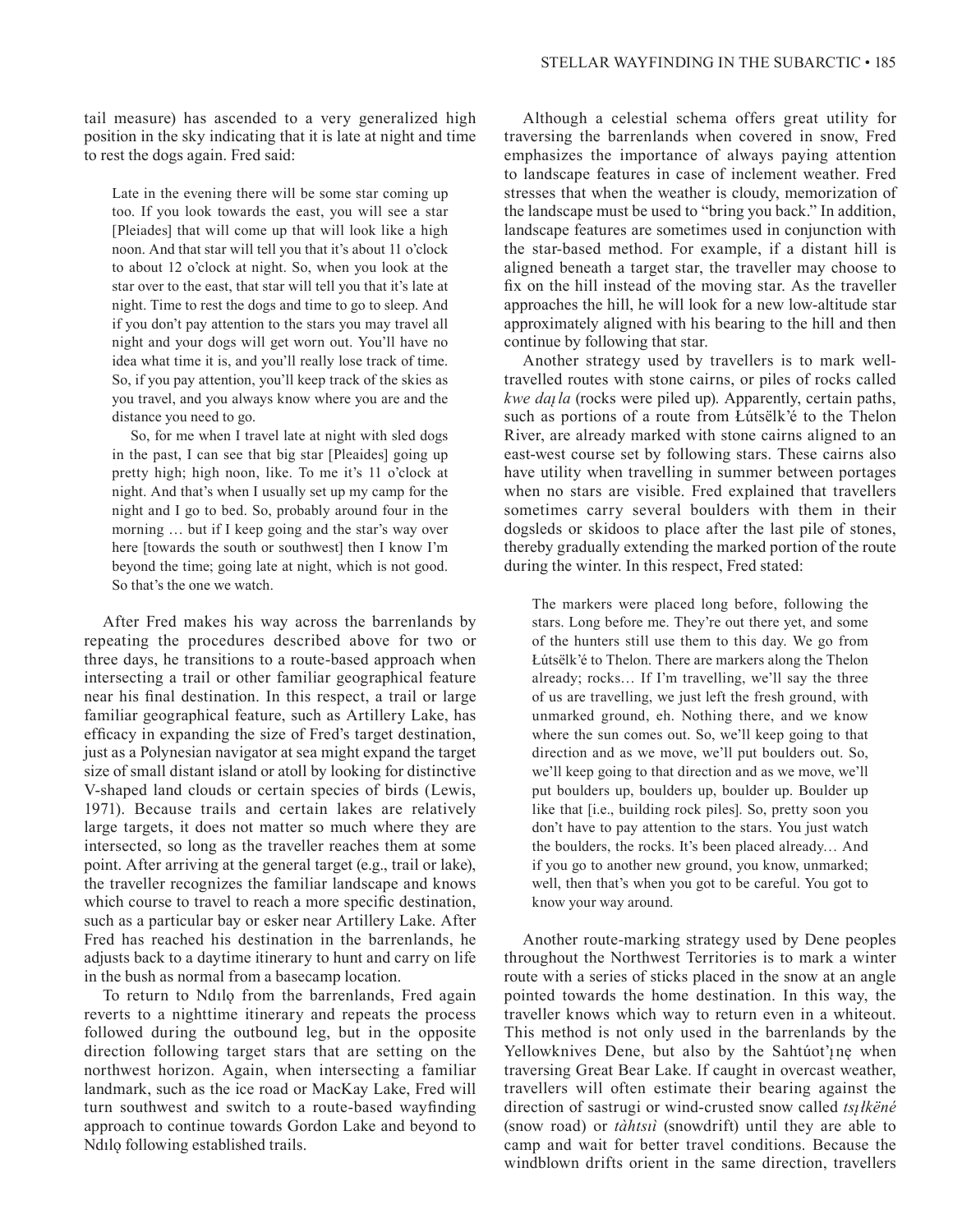tail measure) has ascended to a very generalized high position in the sky indicating that it is late at night and time to rest the dogs again. Fred said:

> Late in the evening there will be some star coming up too. If you look towards the east, you will see a star [Pleiades] that will come up that will look like a high noon. And that star will tell you that it's about 11 o'clock to about 12 o'clock at night. So, when you look at the star over to the east, that star will tell you that it's late at night. Time to rest the dogs and time to go to sleep. And if you don't pay attention to the stars you may travel all night and your dogs will get worn out. You'll have no idea what time it is, and you'll really lose track of time. So, if you pay attention, you'll keep track of the skies as you travel, and you always know where you are and the distance you need to go.
>
> So, for me when I travel late at night with sled dogs in the past, I can see that big star [Pleaides] going up pretty high; high noon, like. To me it's 11 o'clock at night. And that's when I usually set up my camp for the night and I go to bed. So, probably around four in the morning … but if I keep going and the star's way over here [towards the south or southwest] then I know I'm beyond the time; going late at night, which is not good. So that's the one we watch.

After Fred makes his way across the barrenlands by repeating the procedures described above for two or three days, he transitions to a route-based approach when intersecting a trail or other familiar geographical feature near his final destination. In this respect, a trail or large familiar geographical feature, such as Artillery Lake, has efficacy in expanding the size of Fred's target destination, just as a Polynesian navigator at sea might expand the target size of small distant island or atoll by looking for distinctive V-shaped land clouds or certain species of birds (Lewis, 1971). Because trails and certain lakes are relatively large targets, it does not matter so much where they are intersected, so long as the traveller reaches them at some point. After arriving at the general target (e.g., trail or lake), the traveller recognizes the familiar landscape and knows which course to travel to reach a more specific destination, such as a particular bay or esker near Artillery Lake. After Fred has reached his destination in the barrenlands, he adjusts back to a daytime itinerary to hunt and carry on life in the bush as normal from a basecamp location.

To return to Ndılǫ from the barrenlands, Fred again reverts to a nighttime itinerary and repeats the process followed during the outbound leg, but in the opposite direction following target stars that are setting on the northwest horizon. Again, when intersecting a familiar landmark, such as the ice road or MacKay Lake, Fred will turn southwest and switch to a route-based wayfinding approach to continue towards Gordon Lake and beyond to Ndılǫ following established trails.

Although a celestial schema offers great utility for traversing the barrenlands when covered in snow, Fred emphasizes the importance of always paying attention to landscape features in case of inclement weather. Fred stresses that when the weather is cloudy, memorization of the landscape must be used to "bring you back." In addition, landscape features are sometimes used in conjunction with the star-based method. For example, if a distant hill is aligned beneath a target star, the traveller may choose to fix on the hill instead of the moving star. As the traveller approaches the hill, he will look for a new low-altitude star approximately aligned with his bearing to the hill and then continue by following that star.

Another strategy used by travellers is to mark well-travelled routes with stone cairns, or piles of rocks called *kwe daį la* (rocks were piled up). Apparently, certain paths, such as portions of a route from Łútsëlk'é to the Thelon River, are already marked with stone cairns aligned to an east-west course set by following stars. These cairns also have utility when travelling in summer between portages when no stars are visible. Fred explained that travellers sometimes carry several boulders with them in their dogsleds or skidoos to place after the last pile of stones, thereby gradually extending the marked portion of the route during the winter. In this respect, Fred stated:

> The markers were placed long before, following the stars. Long before me. They're out there yet, and some of the hunters still use them to this day. We go from Łútsëlk'é to Thelon. There are markers along the Thelon already; rocks… If I'm travelling, we'll say the three of us are travelling, we just left the fresh ground, with unmarked ground, eh. Nothing there, and we know where the sun comes out. So, we'll keep going to that direction and as we move, we'll put boulders out. So, we'll keep going to that direction and as we move, we'll put boulders up, boulders up, boulder up. Boulder up like that [i.e., building rock piles]. So, pretty soon you don't have to pay attention to the stars. You just watch the boulders, the rocks. It's been placed already… And if you go to another new ground, you know, unmarked; well, then that's when you got to be careful. You got to know your way around.

Another route-marking strategy used by Dene peoples throughout the Northwest Territories is to mark a winter route with a series of sticks placed in the snow at an angle pointed towards the home destination. In this way, the traveller knows which way to return even in a whiteout. This method is not only used in the barrenlands by the Yellowknives Dene, but also by the Sahtúot'ı̨nę when traversing Great Bear Lake. If caught in overcast weather, travellers will often estimate their bearing against the direction of sastrugi or wind-crusted snow called *tsı̨łkëné* (snow road) or *tàhtsıì* (snowdrift) until they are able to camp and wait for better travel conditions. Because the windblown drifts orient in the same direction, travellers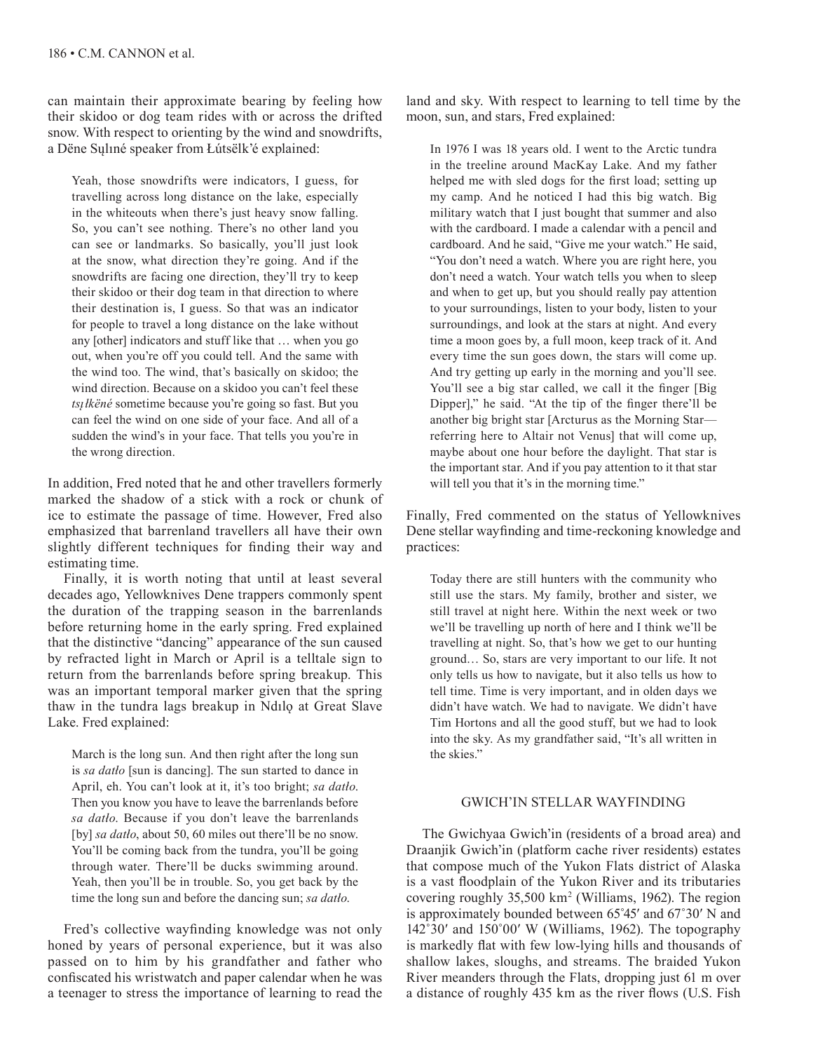can maintain their approximate bearing by feeling how their skidoo or dog team rides with or across the drifted snow. With respect to orienting by the wind and snowdrifts, a Dëne Sųłıné speaker from Łútsëlk'é explained:

> Yeah, those snowdrifts were indicators, I guess, for travelling across long distance on the lake, especially in the whiteouts when there's just heavy snow falling. So, you can't see nothing. There's no other land you can see or landmarks. So basically, you'll just look at the snow, what direction they're going. And if the snowdrifts are facing one direction, they'll try to keep their skidoo or their dog team in that direction to where their destination is, I guess. So that was an indicator for people to travel a long distance on the lake without any [other] indicators and stuff like that … when you go out, when you're off you could tell. And the same with the wind too. The wind, that's basically on skidoo; the wind direction. Because on a skidoo you can't feel these *tsį łkëné* sometime because you're going so fast. But you can feel the wind on one side of your face. And all of a sudden the wind's in your face. That tells you you're in the wrong direction.

In addition, Fred noted that he and other travellers formerly marked the shadow of a stick with a rock or chunk of ice to estimate the passage of time. However, Fred also emphasized that barrenland travellers all have their own slightly different techniques for finding their way and estimating time.

Finally, it is worth noting that until at least several decades ago, Yellowknives Dene trappers commonly spent the duration of the trapping season in the barrenlands before returning home in the early spring. Fred explained that the distinctive "dancing" appearance of the sun caused by refracted light in March or April is a telltale sign to return from the barrenlands before spring breakup. This was an important temporal marker given that the spring thaw in the tundra lags breakup in Ndılǫ at Great Slave Lake. Fred explained:

> March is the long sun. And then right after the long sun is *sa datło* [sun is dancing]. The sun started to dance in April, eh. You can't look at it, it's too bright; *sa datło*. Then you know you have to leave the barrenlands before *sa datło*. Because if you don't leave the barrenlands [by] *sa datło*, about 50, 60 miles out there'll be no snow. You'll be coming back from the tundra, you'll be going through water. There'll be ducks swimming around. Yeah, then you'll be in trouble. So, you get back by the time the long sun and before the dancing sun; *sa datło*.

Fred's collective wayfinding knowledge was not only honed by years of personal experience, but it was also passed on to him by his grandfather and father who confiscated his wristwatch and paper calendar when he was a teenager to stress the importance of learning to read the land and sky. With respect to learning to tell time by the moon, sun, and stars, Fred explained:

> In 1976 I was 18 years old. I went to the Arctic tundra in the treeline around MacKay Lake. And my father helped me with sled dogs for the first load; setting up my camp. And he noticed I had this big watch. Big military watch that I just bought that summer and also with the cardboard. I made a calendar with a pencil and cardboard. And he said, "Give me your watch." He said, "You don't need a watch. Where you are right here, you don't need a watch. Your watch tells you when to sleep and when to get up, but you should really pay attention to your surroundings, listen to your body, listen to your surroundings, and look at the stars at night. And every time a moon goes by, a full moon, keep track of it. And every time the sun goes down, the stars will come up. And try getting up early in the morning and you'll see. You'll see a big star called, we call it the finger [Big Dipper]," he said. "At the tip of the finger there'll be another big bright star [Arcturus as the Morning Star—referring here to Altair not Venus] that will come up, maybe about one hour before the daylight. That star is the important star. And if you pay attention to it that star will tell you that it's in the morning time."

Finally, Fred commented on the status of Yellowknives Dene stellar wayfinding and time-reckoning knowledge and practices:

> Today there are still hunters with the community who still use the stars. My family, brother and sister, we still travel at night here. Within the next week or two we'll be travelling up north of here and I think we'll be travelling at night. So, that's how we get to our hunting ground… So, stars are very important to our life. It not only tells us how to navigate, but it also tells us how to tell time. Time is very important, and in olden days we didn't have watch. We had to navigate. We didn't have Tim Hortons and all the good stuff, but we had to look into the sky. As my grandfather said, "It's all written in the skies."

## GWICH'IN STELLAR WAYFINDING

The Gwichyaa Gwich'in (residents of a broad area) and Draanjik Gwich'in (platform cache river residents) estates that compose much of the Yukon Flats district of Alaska is a vast floodplain of the Yukon River and its tributaries covering roughly 35,500 km² (Williams, 1962). The region is approximately bounded between 65˚45′ and 67˚30′ N and 142˚30′ and 150˚00′ W (Williams, 1962). The topography is markedly flat with few low-lying hills and thousands of shallow lakes, sloughs, and streams. The braided Yukon River meanders through the Flats, dropping just 61 m over a distance of roughly 435 km as the river flows (U.S. Fish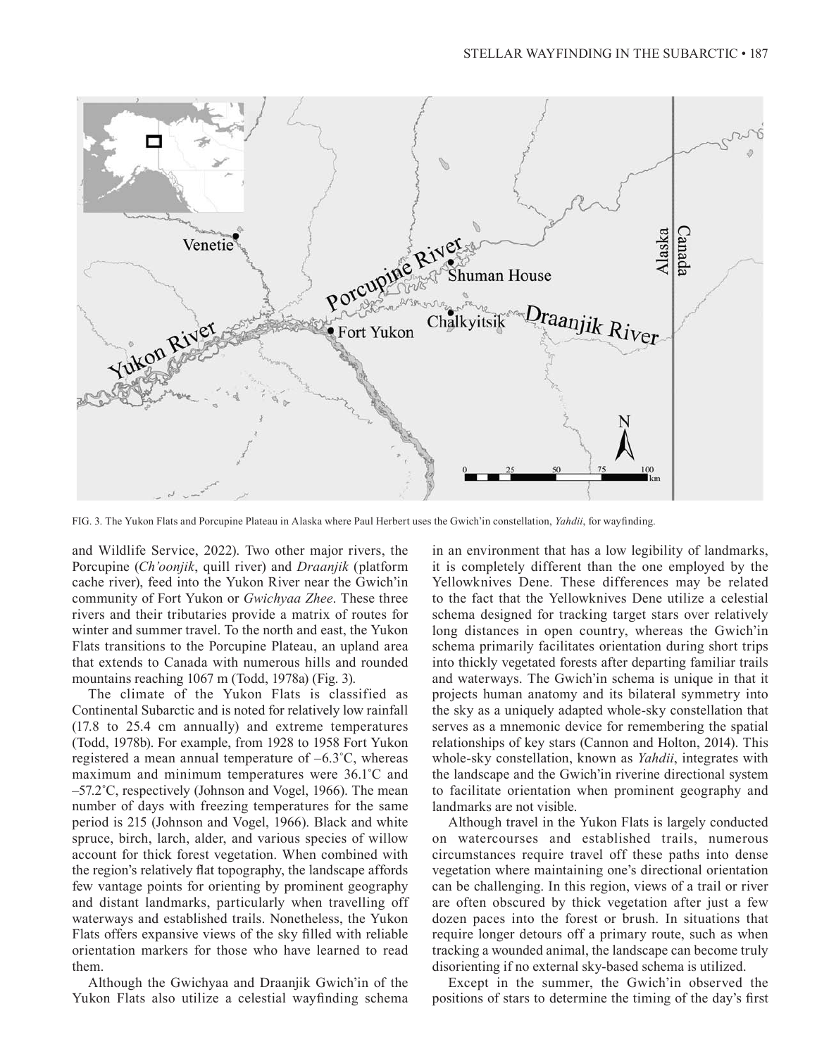FIG. 3. The Yukon Flats and Porcupine Plateau in Alaska where Paul Herbert uses the Gwich'in constellation, *Yahdii*, for wayfinding.

and Wildlife Service, 2022). Two other major rivers, the Porcupine (*Ch'oonjik*, quill river) and *Draanjik* (platform cache river), feed into the Yukon River near the Gwich'in community of Fort Yukon or *Gwichyaa Zhee*. These three rivers and their tributaries provide a matrix of routes for winter and summer travel. To the north and east, the Yukon Flats transitions to the Porcupine Plateau, an upland area that extends to Canada with numerous hills and rounded mountains reaching 1067 m (Todd, 1978a) (Fig. 3).

The climate of the Yukon Flats is classified as Continental Subarctic and is noted for relatively low rainfall (17.8 to 25.4 cm annually) and extreme temperatures (Todd, 1978b). For example, from 1928 to 1958 Fort Yukon registered a mean annual temperature of –6.3˚C, whereas maximum and minimum temperatures were 36.1˚C and –57.2˚C, respectively (Johnson and Vogel, 1966). The mean number of days with freezing temperatures for the same period is 215 (Johnson and Vogel, 1966). Black and white spruce, birch, larch, alder, and various species of willow account for thick forest vegetation. When combined with the region's relatively flat topography, the landscape affords few vantage points for orienting by prominent geography and distant landmarks, particularly when travelling off waterways and established trails. Nonetheless, the Yukon Flats offers expansive views of the sky filled with reliable orientation markers for those who have learned to read them.

Although the Gwichyaa and Draanjik Gwich'in of the Yukon Flats also utilize a celestial wayfinding schema in an environment that has a low legibility of landmarks, it is completely different than the one employed by the Yellowknives Dene. These differences may be related to the fact that the Yellowknives Dene utilize a celestial schema designed for tracking target stars over relatively long distances in open country, whereas the Gwich'in schema primarily facilitates orientation during short trips into thickly vegetated forests after departing familiar trails and waterways. The Gwich'in schema is unique in that it projects human anatomy and its bilateral symmetry into the sky as a uniquely adapted whole-sky constellation that serves as a mnemonic device for remembering the spatial relationships of key stars (Cannon and Holton, 2014). This whole-sky constellation, known as *Yahdii*, integrates with the landscape and the Gwich'in riverine directional system to facilitate orientation when prominent geography and landmarks are not visible.

Although travel in the Yukon Flats is largely conducted on watercourses and established trails, numerous circumstances require travel off these paths into dense vegetation where maintaining one's directional orientation can be challenging. In this region, views of a trail or river are often obscured by thick vegetation after just a few dozen paces into the forest or brush. In situations that require longer detours off a primary route, such as when tracking a wounded animal, the landscape can become truly disorienting if no external sky-based schema is utilized.

Except in the summer, the Gwich'in observed the positions of stars to determine the timing of the day's first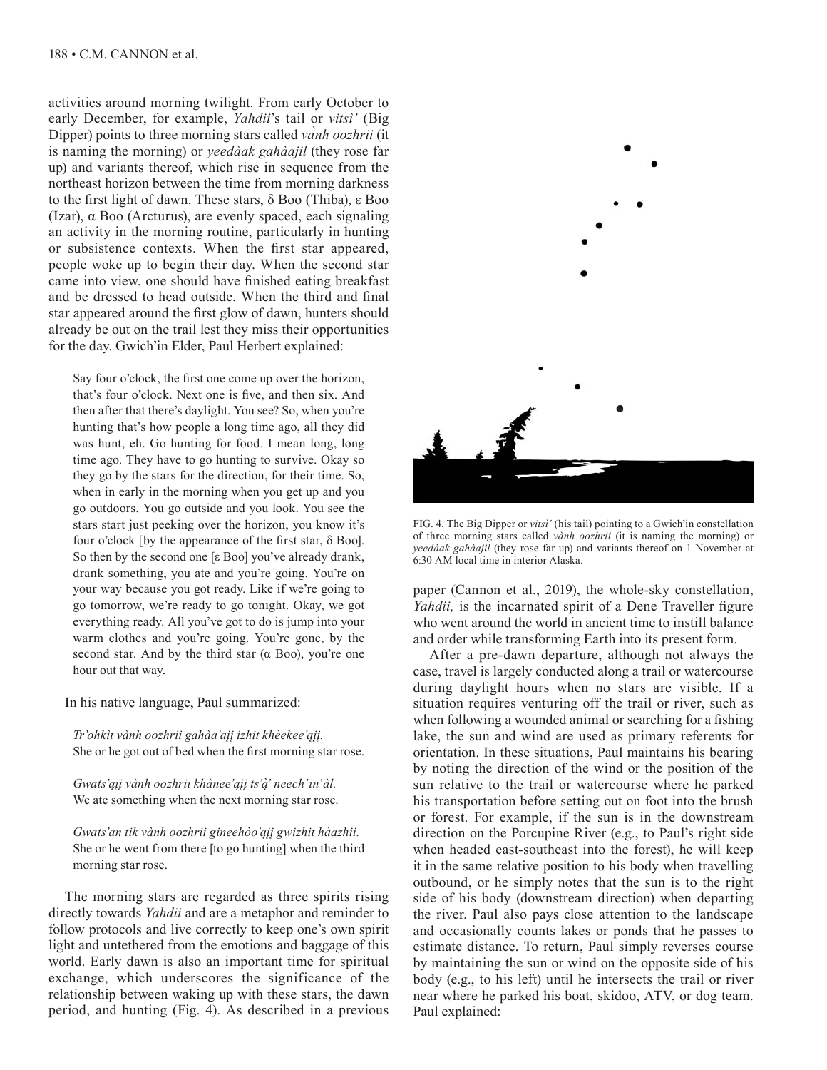activities around morning twilight. From early October to early December, for example, *Yahdii*'s tail or *vitsì'* (Big Dipper) points to three morning stars called *vành oozhrii* (it is naming the morning) or *yeedàak gahàajil* (they rose far up) and variants thereof, which rise in sequence from the northeast horizon between the time from morning darkness to the first light of dawn. These stars, δ Boo (Thiba), ε Boo (Izar), α Boo (Arcturus), are evenly spaced, each signaling an activity in the morning routine, particularly in hunting or subsistence contexts. When the first star appeared, people woke up to begin their day. When the second star came into view, one should have finished eating breakfast and be dressed to head outside. When the third and final star appeared around the first glow of dawn, hunters should already be out on the trail lest they miss their opportunities for the day. Gwich'in Elder, Paul Herbert explained:

> Say four o'clock, the first one come up over the horizon, that's four o'clock. Next one is five, and then six. And then after that there's daylight. You see? So, when you're hunting that's how people a long time ago, all they did was hunt, eh. Go hunting for food. I mean long, long time ago. They have to go hunting to survive. Okay so they go by the stars for the direction, for their time. So, when in early in the morning when you get up and you go outdoors. You go outside and you look. You see the stars start just peeking over the horizon, you know it's four o'clock [by the appearance of the first star, δ Boo]. So then by the second one [ε Boo] you've already drank, drank something, you ate and you're going. You're on your way because you got ready. Like if we're going to go tomorrow, we're ready to go tonight. Okay, we got everything ready. All you've got to do is jump into your warm clothes and you're going. You're gone, by the second star. And by the third star (α Boo), you're one hour out that way.

In his native language, Paul summarized:

> *Tr'ohkìt vành oozhrii gahàa'ąįį izhit khèekee'ąįį.*
> She or he got out of bed when the first morning star rose.
>
> *Gwats'ąįį vành oozhrii khànee'ąįį ts'ą̀' neech'in'àl.*
> We ate something when the next morning star rose.
>
> *Gwats'an tik vành oozhrii gineehòo'ąįį gwizhit hàazhii.*
> She or he went from there [to go hunting] when the third morning star rose.

The morning stars are regarded as three spirits rising directly towards *Yahdii* and are a metaphor and reminder to follow protocols and live correctly to keep one's own spirit light and untethered from the emotions and baggage of this world. Early dawn is also an important time for spiritual exchange, which underscores the significance of the relationship between waking up with these stars, the dawn period, and hunting (Fig. 4). As described in a previous paper (Cannon et al., 2019), the whole-sky constellation, *Yahdii,* is the incarnated spirit of a Dene Traveller figure who went around the world in ancient time to instill balance and order while transforming Earth into its present form.

FIG. 4. The Big Dipper or *vitsì'* (his tail) pointing to a Gwich'in constellation of three morning stars called *vành oozhrii* (it is naming the morning) or *yeedàak gahàajil* (they rose far up) and variants thereof on 1 November at 6:30 AM local time in interior Alaska.

After a pre-dawn departure, although not always the case, travel is largely conducted along a trail or watercourse during daylight hours when no stars are visible. If a situation requires venturing off the trail or river, such as when following a wounded animal or searching for a fishing lake, the sun and wind are used as primary referents for orientation. In these situations, Paul maintains his bearing by noting the direction of the wind or the position of the sun relative to the trail or watercourse where he parked his transportation before setting out on foot into the brush or forest. For example, if the sun is in the downstream direction on the Porcupine River (e.g., to Paul's right side when headed east-southeast into the forest), he will keep it in the same relative position to his body when travelling outbound, or he simply notes that the sun is to the right side of his body (downstream direction) when departing the river. Paul also pays close attention to the landscape and occasionally counts lakes or ponds that he passes to estimate distance. To return, Paul simply reverses course by maintaining the sun or wind on the opposite side of his body (e.g., to his left) until he intersects the trail or river near where he parked his boat, skidoo, ATV, or dog team. Paul explained: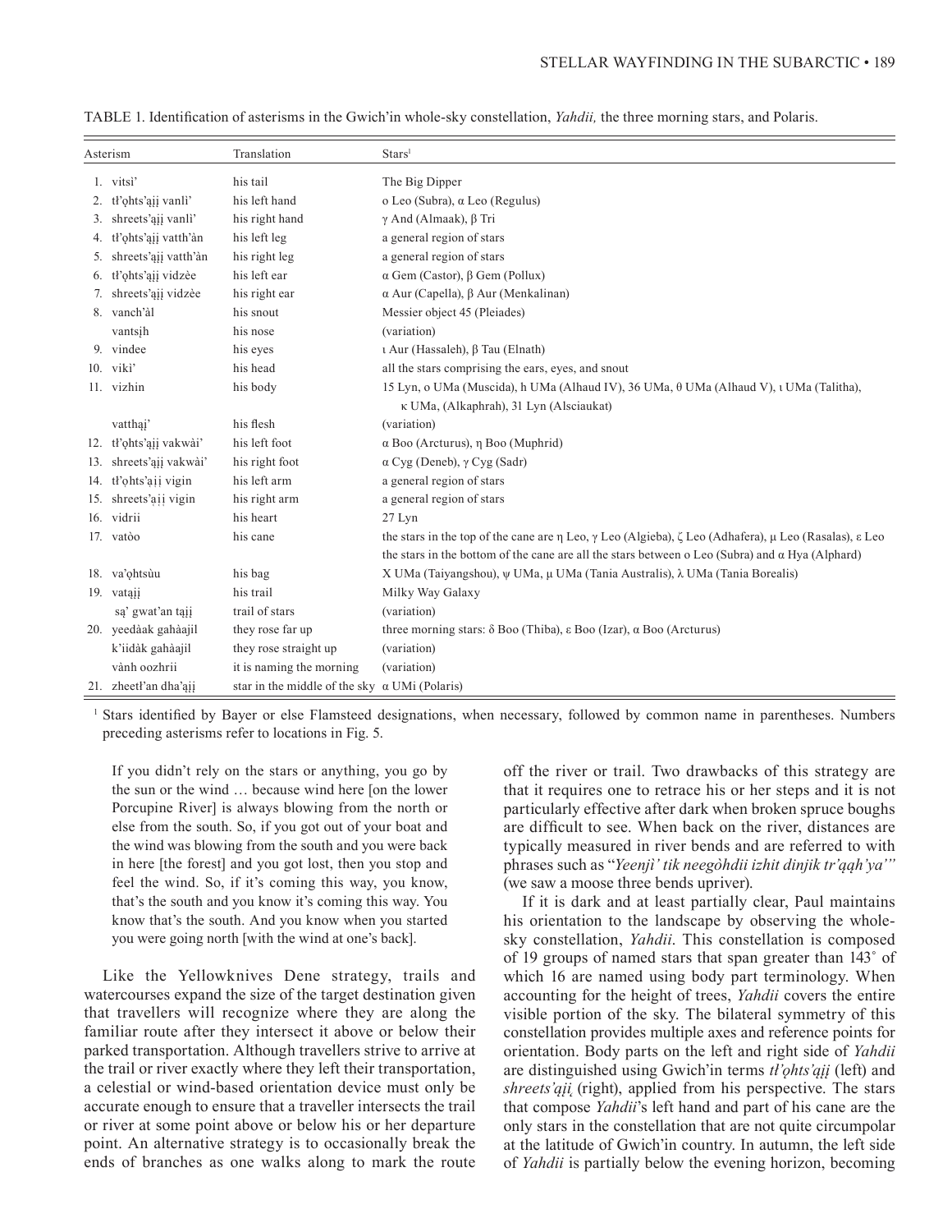TABLE 1. Identification of asterisms in the Gwich'in whole-sky constellation, *Yahdii,* the three morning stars, and Polaris.

| Asterism | Translation | Stars[1] |
|---|---|---|
| 1. vitsì' | his tail | The Big Dipper |
| 2. tł'ǫhts'ąįį vanlì' | his left hand | ο Leo (Subra), α Leo (Regulus) |
| 3. shreets'ąįį vanlì' | his right hand | γ And (Almaak), β Tri |
| 4. tł'ǫhts'ąįį vatth'àn | his left leg | a general region of stars |
| 5. shreets'ąįį vatth'àn | his right leg | a general region of stars |
| 6. tł'ǫhts'ąįį vidzèe | his left ear | α Gem (Castor), β Gem (Pollux) |
| 7. shreets'ąįį vidzèe | his right ear | α Aur (Capella), β Aur (Menkalinan) |
| 8. vanch'àl | his snout | Messier object 45 (Pleiades) |
| vantsįh | his nose | (variation) |
| 9. vindee | his eyes | ι Aur (Hassaleh), β Tau (Elnath) |
| 10. vikì' | his head | all the stars comprising the ears, eyes, and snout |
| 11. vizhin | his body | 15 Lyn, ο UMa (Muscida), h UMa (Alhaud IV), 36 UMa, θ UMa (Alhaud V), ι UMa (Talitha), κ UMa, (Alkaphrah), 31 Lyn (Alsciaukat) |
| vatthąį' | his flesh | (variation) |
| 12. tł'ǫhts'ąįį vakwài' | his left foot | α Boo (Arcturus), η Boo (Muphrid) |
| 13. shreets'ąįį vakwài' | his right foot | α Cyg (Deneb), γ Cyg (Sadr) |
| 14. tł'ǫhts'ąįį vigin | his left arm | a general region of stars |
| 15. shreets'ąįį vigin | his right arm | a general region of stars |
| 16. vidrii | his heart | 27 Lyn |
| 17. vatòo | his cane | the stars in the top of the cane are η Leo, γ Leo (Algieba), ζ Leo (Adhafera), μ Leo (Rasalas), ε Leo; the stars in the bottom of the cane are all the stars between ο Leo (Subra) and α Hya (Alphard) |
| 18. va'ǫhtsùu | his bag | X UMa (Taiyangshou), ψ UMa, μ UMa (Tania Australis), λ UMa (Tania Borealis) |
| 19. vatąįį | his trail | Milky Way Galaxy |
| są' gwat'an tąįį | trail of stars | (variation) |
| 20. yeedàak gahàajil | they rose far up | three morning stars: δ Boo (Thiba), ε Boo (Izar), α Boo (Arcturus) |
| k'iidàk gahàajil | they rose straight up | (variation) |
| vành oozhrii | it is naming the morning | (variation) |
| 21. zheetł'an dha'ąįį | star in the middle of the sky | α UMi (Polaris) |

[1] Stars identified by Bayer or else Flamsteed designations, when necessary, followed by common name in parentheses. Numbers preceding asterisms refer to locations in Fig. 5.

> If you didn't rely on the stars or anything, you go by the sun or the wind … because wind here [on the lower Porcupine River] is always blowing from the north or else from the south. So, if you got out of your boat and the wind was blowing from the south and you were back in here [the forest] and you got lost, then you stop and feel the wind. So, if it's coming this way, you know, that's the south and you know it's coming this way. You know that's the south. And you know when you started you were going north [with the wind at one's back].

Like the Yellowknives Dene strategy, trails and watercourses expand the size of the target destination given that travellers will recognize where they are along the familiar route after they intersect it above or below their parked transportation. Although travellers strive to arrive at the trail or river exactly where they left their transportation, a celestial or wind-based orientation device must only be accurate enough to ensure that a traveller intersects the trail or river at some point above or below his or her departure point. An alternative strategy is to occasionally break the ends of branches as one walks along to mark the route off the river or trail. Two drawbacks of this strategy are that it requires one to retrace his or her steps and it is not particularly effective after dark when broken spruce boughs are difficult to see. When back on the river, distances are typically measured in river bends and are referred to with phrases such as "*Yeenjì' tik neegòhdii izhit dinjik tr'ąąh'ya'*" (we saw a moose three bends upriver).

If it is dark and at least partially clear, Paul maintains his orientation to the landscape by observing the whole-sky constellation, *Yahdii*. This constellation is composed of 19 groups of named stars that span greater than 143˚ of which 16 are named using body part terminology. When accounting for the height of trees, *Yahdii* covers the entire visible portion of the sky. The bilateral symmetry of this constellation provides multiple axes and reference points for orientation. Body parts on the left and right side of *Yahdii* are distinguished using Gwich'in terms *tł'ǫhts'ąįį* (left) and *shreets'ąįį* (right), applied from his perspective. The stars that compose *Yahdii*'s left hand and part of his cane are the only stars in the constellation that are not quite circumpolar at the latitude of Gwich'in country. In autumn, the left side of *Yahdii* is partially below the evening horizon, becoming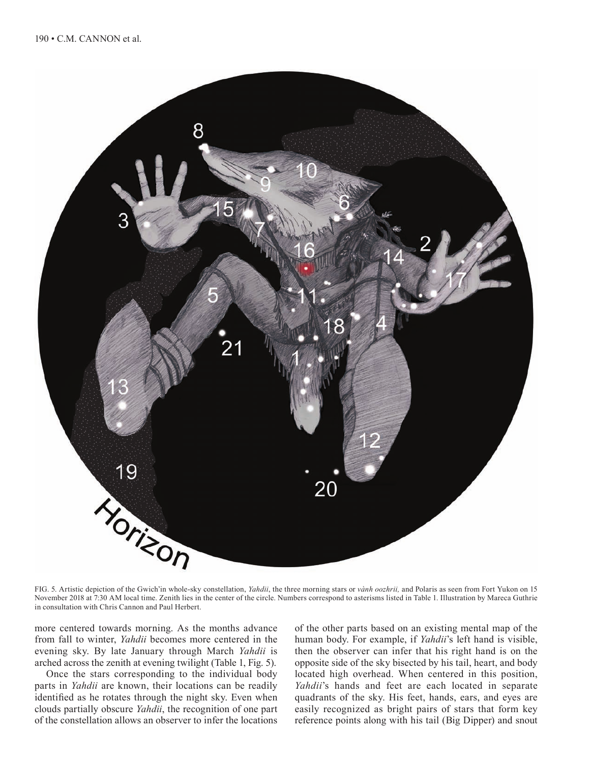FIG. 5. Artistic depiction of the Gwich'in whole-sky constellation, *Yahdii*, the three morning stars or *vành oozhrii,* and Polaris as seen from Fort Yukon on 15 November 2018 at 7:30 AM local time. Zenith lies in the center of the circle. Numbers correspond to asterisms listed in Table 1. Illustration by Mareca Guthrie in consultation with Chris Cannon and Paul Herbert.

more centered towards morning. As the months advance from fall to winter, *Yahdii* becomes more centered in the evening sky. By late January through March *Yahdii* is arched across the zenith at evening twilight (Table 1, Fig. 5).

Once the stars corresponding to the individual body parts in *Yahdii* are known, their locations can be readily identified as he rotates through the night sky. Even when clouds partially obscure *Yahdii*, the recognition of one part of the constellation allows an observer to infer the locations of the other parts based on an existing mental map of the human body. For example, if *Yahdii*'s left hand is visible, then the observer can infer that his right hand is on the opposite side of the sky bisected by his tail, heart, and body located high overhead. When centered in this position, *Yahdii*'s hands and feet are each located in separate quadrants of the sky. His feet, hands, ears, and eyes are easily recognized as bright pairs of stars that form key reference points along with his tail (Big Dipper) and snout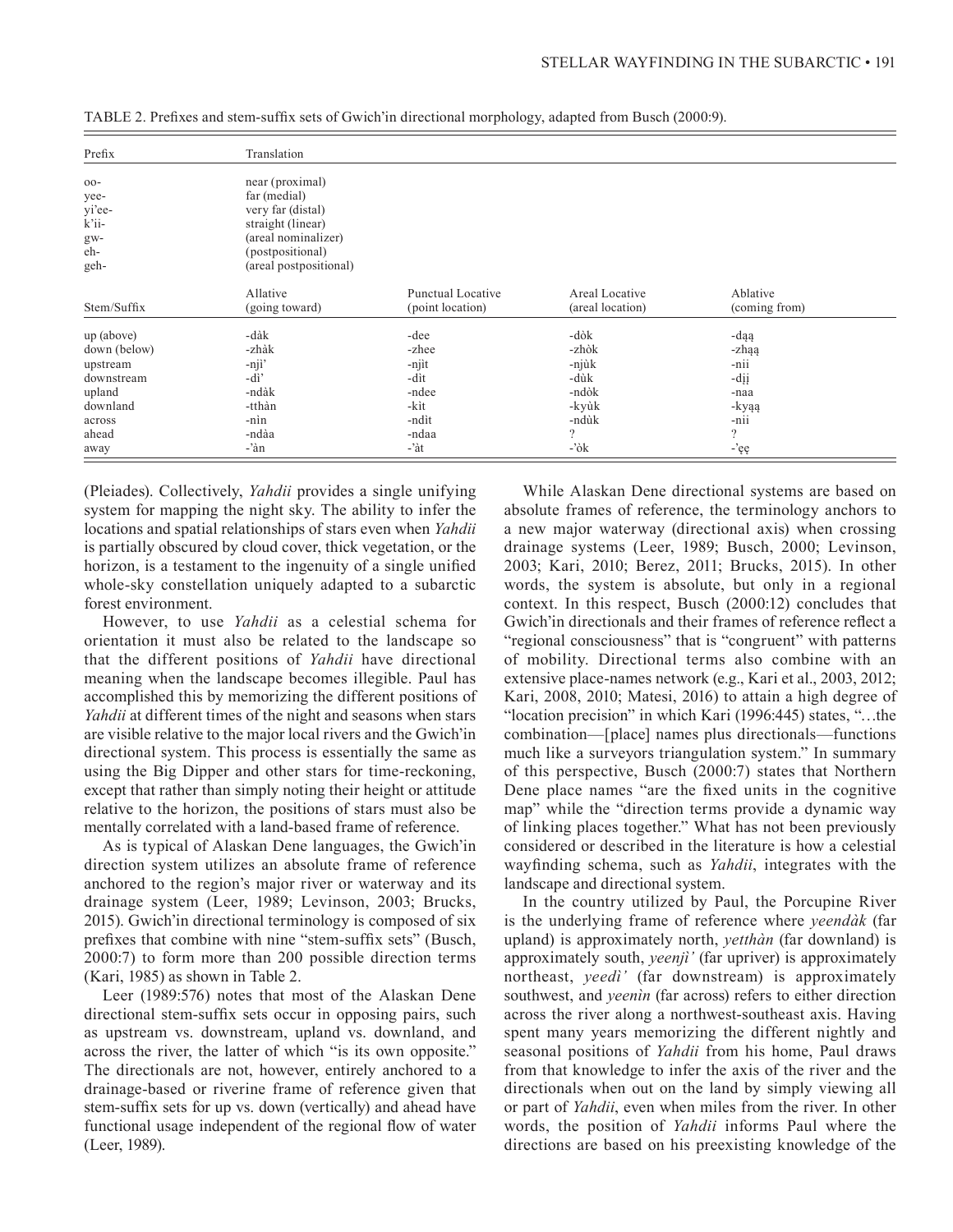TABLE 2. Prefixes and stem-suffix sets of Gwich'in directional morphology, adapted from Busch (2000:9).

| Prefix | Translation | | | |
|---|---|---|---|---|
| oo- | near (proximal) | | | |
| yee- | far (medial) | | | |
| yi'ee- | very far (distal) | | | |
| k'ii- | straight (linear) | | | |
| gw- | (areal nominalizer) | | | |
| eh- | (postpositional) | | | |
| geh- | (areal postpositional) | | | |
| **Stem/Suffix** | **Allative (going toward)** | **Punctual Locative (point location)** | **Areal Locative (areal location)** | **Ablative (coming from)** |
| up (above) | -dàk | -dee | -dòk | -dąą |
| down (below) | -zhàk | -zhee | -zhòk | -zhąą |
| upstream | -njì' | -njìt | -njùk | -nii |
| downstream | -dì' | -dìt | -dùk | -dįį |
| upland | -ndàk | -ndee | -ndòk | -naa |
| downland | -tthàn | -kìt | -kyùk | -kyąą |
| across | -nìn | -ndìt | -ndùk | -nii |
| ahead | -ndàa | -ndaa | ? | ? |
| away | -'àn | -'àt | -'òk | -'ęę |

(Pleiades). Collectively, *Yahdii* provides a single unifying system for mapping the night sky. The ability to infer the locations and spatial relationships of stars even when *Yahdii* is partially obscured by cloud cover, thick vegetation, or the horizon, is a testament to the ingenuity of a single unified whole-sky constellation uniquely adapted to a subarctic forest environment.

However, to use *Yahdii* as a celestial schema for orientation it must also be related to the landscape so that the different positions of *Yahdii* have directional meaning when the landscape becomes illegible. Paul has accomplished this by memorizing the different positions of *Yahdii* at different times of the night and seasons when stars are visible relative to the major local rivers and the Gwich'in directional system. This process is essentially the same as using the Big Dipper and other stars for time-reckoning, except that rather than simply noting their height or attitude relative to the horizon, the positions of stars must also be mentally correlated with a land-based frame of reference.

As is typical of Alaskan Dene languages, the Gwich'in direction system utilizes an absolute frame of reference anchored to the region's major river or waterway and its drainage system (Leer, 1989; Levinson, 2003; Brucks, 2015). Gwich'in directional terminology is composed of six prefixes that combine with nine "stem-suffix sets" (Busch, 2000:7) to form more than 200 possible direction terms (Kari, 1985) as shown in Table 2.

Leer (1989:576) notes that most of the Alaskan Dene directional stem-suffix sets occur in opposing pairs, such as upstream vs. downstream, upland vs. downland, and across the river, the latter of which "is its own opposite." The directionals are not, however, entirely anchored to a drainage-based or riverine frame of reference given that stem-suffix sets for up vs. down (vertically) and ahead have functional usage independent of the regional flow of water (Leer, 1989).

While Alaskan Dene directional systems are based on absolute frames of reference, the terminology anchors to a new major waterway (directional axis) when crossing drainage systems (Leer, 1989; Busch, 2000; Levinson, 2003; Kari, 2010; Berez, 2011; Brucks, 2015). In other words, the system is absolute, but only in a regional context. In this respect, Busch (2000:12) concludes that Gwich'in directionals and their frames of reference reflect a "regional consciousness" that is "congruent" with patterns of mobility. Directional terms also combine with an extensive place-names network (e.g., Kari et al., 2003, 2012; Kari, 2008, 2010; Matesi, 2016) to attain a high degree of "location precision" in which Kari (1996:445) states, "…the combination—[place] names plus directionals—functions much like a surveyors triangulation system." In summary of this perspective, Busch (2000:7) states that Northern Dene place names "are the fixed units in the cognitive map" while the "direction terms provide a dynamic way of linking places together." What has not been previously considered or described in the literature is how a celestial wayfinding schema, such as *Yahdii*, integrates with the landscape and directional system.

In the country utilized by Paul, the Porcupine River is the underlying frame of reference where *yeendàk* (far upland) is approximately north, *yetthàn* (far downland) is approximately south, *yeenjì'* (far upriver) is approximately northeast, *yeedì'* (far downstream) is approximately southwest, and *yeenìn* (far across) refers to either direction across the river along a northwest-southeast axis. Having spent many years memorizing the different nightly and seasonal positions of *Yahdii* from his home, Paul draws from that knowledge to infer the axis of the river and the directionals when out on the land by simply viewing all or part of *Yahdii*, even when miles from the river. In other words, the position of *Yahdii* informs Paul where the directions are based on his preexisting knowledge of the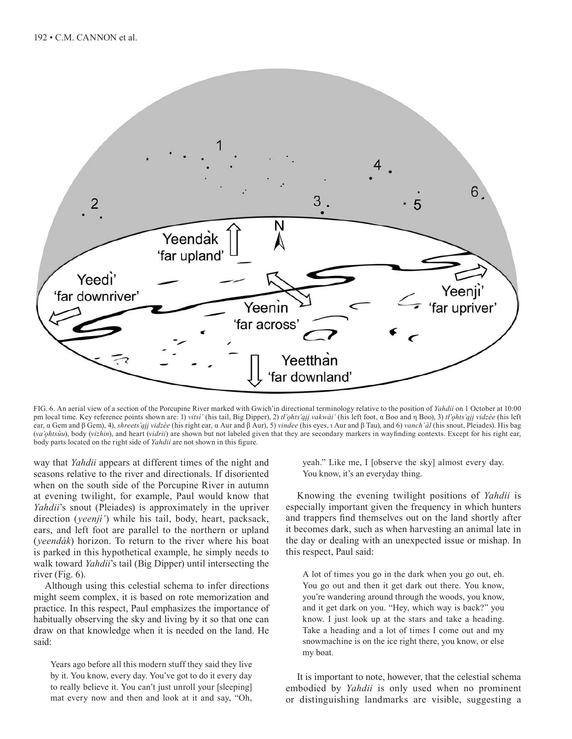FIG. 6. An aerial view of a section of the Porcupine River marked with Gwich'in directional terminology relative to the position of *Yahdii* on 1 October at 10:00 pm local time. Key reference points shown are: 1) *vitsì'* (his tail, Big Dipper), 2) *tł'ǫhts'ąįį vakwài'* (his left foot, α Boo and η Boo), 3) *tł'ǫhts'ąįį vidzèe* (his left ear, α Gem and β Gem), 4), *shreets'ąįį vidzèe* (his right ear, α Aur and β Aur), 5) *vindee* (his eyes, ι Aur and β Tau), and 6) *vanch'àl* (his snout, Pleiades). His bag (*va'ǫhtsùu*), body (*vizhìn*), and heart (*vidrii*) are shown but not labeled given that they are secondary markers in wayfinding contexts. Except for his right ear, body parts located on the right side of *Yahdii* are not shown in this figure.

way that *Yahdii* appears at different times of the night and seasons relative to the river and directionals. If disoriented when on the south side of the Porcupine River in autumn at evening twilight, for example, Paul would know that *Yahdii*'s snout (Pleiades) is approximately in the upriver direction (*yeenjì'*) while his tail, body, heart, packsack, ears, and left foot are parallel to the northern or upland (*yeendàk*) horizon. To return to the river where his boat is parked in this hypothetical example, he simply needs to walk toward *Yahdii*'s tail (Big Dipper) until intersecting the river (Fig. 6).

Although using this celestial schema to infer directions might seem complex, it is based on rote memorization and practice. In this respect, Paul emphasizes the importance of habitually observing the sky and living by it so that one can draw on that knowledge when it is needed on the land. He said:

> Years ago before all this modern stuff they said they live by it. You know, every day. You've got to do it every day to really believe it. You can't just unroll your [sleeping] mat every now and then and look at it and say, "Oh, yeah." Like me, I [observe the sky] almost every day. You know, it's an everyday thing.

Knowing the evening twilight positions of *Yahdii* is especially important given the frequency in which hunters and trappers find themselves out on the land shortly after it becomes dark, such as when harvesting an animal late in the day or dealing with an unexpected issue or mishap. In this respect, Paul said:

> A lot of times you go in the dark when you go out, eh. You go out and then it get dark out there. You know, you're wandering around through the woods, you know, and it get dark on you. "Hey, which way is back?" you know. I just look up at the stars and take a heading. Take a heading and a lot of times I come out and my snowmachine is on the ice right there, you know, or else my boat.

It is important to note, however, that the celestial schema embodied by *Yahdii* is only used when no prominent or distinguishing landmarks are visible, suggesting a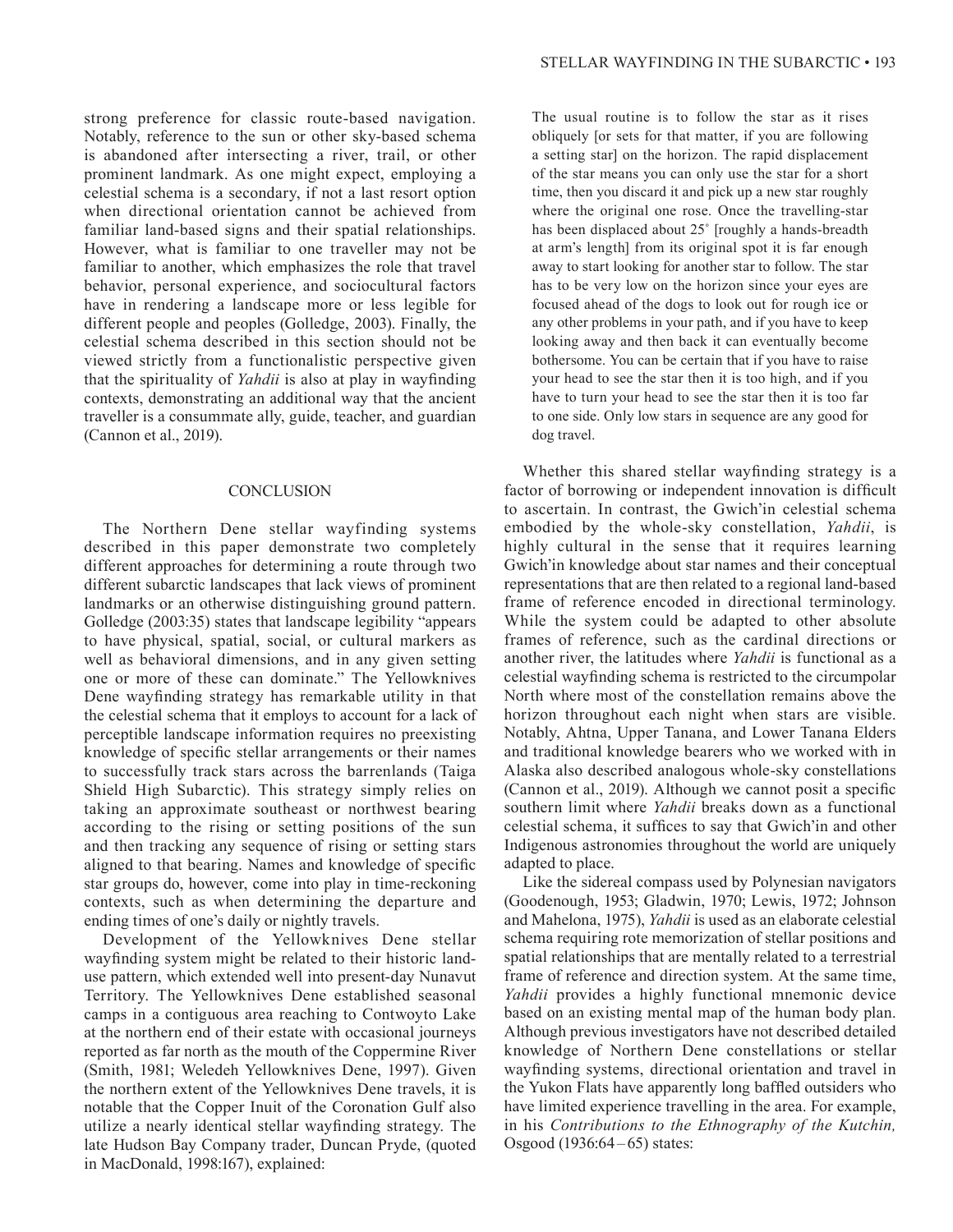strong preference for classic route-based navigation. Notably, reference to the sun or other sky-based schema is abandoned after intersecting a river, trail, or other prominent landmark. As one might expect, employing a celestial schema is a secondary, if not a last resort option when directional orientation cannot be achieved from familiar land-based signs and their spatial relationships. However, what is familiar to one traveller may not be familiar to another, which emphasizes the role that travel behavior, personal experience, and sociocultural factors have in rendering a landscape more or less legible for different people and peoples (Golledge, 2003). Finally, the celestial schema described in this section should not be viewed strictly from a functionalistic perspective given that the spirituality of *Yahdii* is also at play in wayfinding contexts, demonstrating an additional way that the ancient traveller is a consummate ally, guide, teacher, and guardian (Cannon et al., 2019).

## CONCLUSION

The Northern Dene stellar wayfinding systems described in this paper demonstrate two completely different approaches for determining a route through two different subarctic landscapes that lack views of prominent landmarks or an otherwise distinguishing ground pattern. Golledge (2003:35) states that landscape legibility "appears to have physical, spatial, social, or cultural markers as well as behavioral dimensions, and in any given setting one or more of these can dominate." The Yellowknives Dene wayfinding strategy has remarkable utility in that the celestial schema that it employs to account for a lack of perceptible landscape information requires no preexisting knowledge of specific stellar arrangements or their names to successfully track stars across the barrenlands (Taiga Shield High Subarctic). This strategy simply relies on taking an approximate southeast or northwest bearing according to the rising or setting positions of the sun and then tracking any sequence of rising or setting stars aligned to that bearing. Names and knowledge of specific star groups do, however, come into play in time-reckoning contexts, such as when determining the departure and ending times of one's daily or nightly travels.

Development of the Yellowknives Dene stellar wayfinding system might be related to their historic land-use pattern, which extended well into present-day Nunavut Territory. The Yellowknives Dene established seasonal camps in a contiguous area reaching to Contwoyto Lake at the northern end of their estate with occasional journeys reported as far north as the mouth of the Coppermine River (Smith, 1981; Weledeh Yellowknives Dene, 1997). Given the northern extent of the Yellowknives Dene travels, it is notable that the Copper Inuit of the Coronation Gulf also utilize a nearly identical stellar wayfinding strategy. The late Hudson Bay Company trader, Duncan Pryde, (quoted in MacDonald, 1998:167), explained:

> The usual routine is to follow the star as it rises obliquely [or sets for that matter, if you are following a setting star] on the horizon. The rapid displacement of the star means you can only use the star for a short time, then you discard it and pick up a new star roughly where the original one rose. Once the travelling-star has been displaced about 25˚ [roughly a hands-breadth at arm's length] from its original spot it is far enough away to start looking for another star to follow. The star has to be very low on the horizon since your eyes are focused ahead of the dogs to look out for rough ice or any other problems in your path, and if you have to keep looking away and then back it can eventually become bothersome. You can be certain that if you have to raise your head to see the star then it is too high, and if you have to turn your head to see the star then it is too far to one side. Only low stars in sequence are any good for dog travel.

Whether this shared stellar wayfinding strategy is a factor of borrowing or independent innovation is difficult to ascertain. In contrast, the Gwich'in celestial schema embodied by the whole-sky constellation, *Yahdii*, is highly cultural in the sense that it requires learning Gwich'in knowledge about star names and their conceptual representations that are then related to a regional land-based frame of reference encoded in directional terminology. While the system could be adapted to other absolute frames of reference, such as the cardinal directions or another river, the latitudes where *Yahdii* is functional as a celestial wayfinding schema is restricted to the circumpolar North where most of the constellation remains above the horizon throughout each night when stars are visible. Notably, Ahtna, Upper Tanana, and Lower Tanana Elders and traditional knowledge bearers who we worked with in Alaska also described analogous whole-sky constellations (Cannon et al., 2019). Although we cannot posit a specific southern limit where *Yahdii* breaks down as a functional celestial schema, it suffices to say that Gwich'in and other Indigenous astronomies throughout the world are uniquely adapted to place.

Like the sidereal compass used by Polynesian navigators (Goodenough, 1953; Gladwin, 1970; Lewis, 1972; Johnson and Mahelona, 1975), *Yahdii* is used as an elaborate celestial schema requiring rote memorization of stellar positions and spatial relationships that are mentally related to a terrestrial frame of reference and direction system. At the same time, *Yahdii* provides a highly functional mnemonic device based on an existing mental map of the human body plan. Although previous investigators have not described detailed knowledge of Northern Dene constellations or stellar wayfinding systems, directional orientation and travel in the Yukon Flats have apparently long baffled outsiders who have limited experience travelling in the area. For example, in his *Contributions to the Ethnography of the Kutchin,* Osgood (1936:64 – 65) states: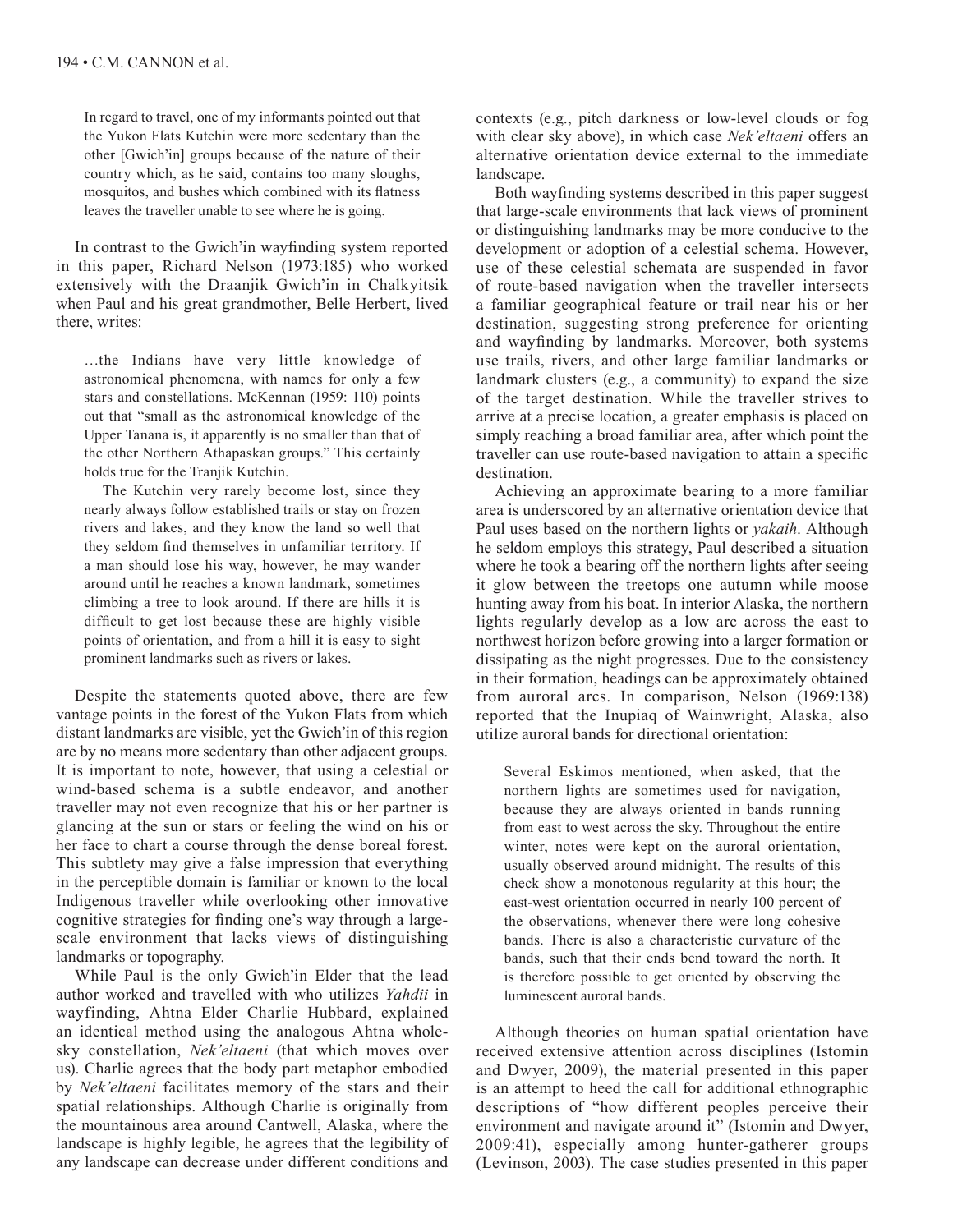> In regard to travel, one of my informants pointed out that the Yukon Flats Kutchin were more sedentary than the other [Gwich'in] groups because of the nature of their country which, as he said, contains too many sloughs, mosquitos, and bushes which combined with its flatness leaves the traveller unable to see where he is going.

In contrast to the Gwich'in wayfinding system reported in this paper, Richard Nelson (1973:185) who worked extensively with the Draanjik Gwich'in in Chalkyitsik when Paul and his great grandmother, Belle Herbert, lived there, writes:

> …the Indians have very little knowledge of astronomical phenomena, with names for only a few stars and constellations. McKennan (1959: 110) points out that "small as the astronomical knowledge of the Upper Tanana is, it apparently is no smaller than that of the other Northern Athapaskan groups." This certainly holds true for the Tranjik Kutchin.
>
> The Kutchin very rarely become lost, since they nearly always follow established trails or stay on frozen rivers and lakes, and they know the land so well that they seldom find themselves in unfamiliar territory. If a man should lose his way, however, he may wander around until he reaches a known landmark, sometimes climbing a tree to look around. If there are hills it is difficult to get lost because these are highly visible points of orientation, and from a hill it is easy to sight prominent landmarks such as rivers or lakes.

Despite the statements quoted above, there are few vantage points in the forest of the Yukon Flats from which distant landmarks are visible, yet the Gwich'in of this region are by no means more sedentary than other adjacent groups. It is important to note, however, that using a celestial or wind-based schema is a subtle endeavor, and another traveller may not even recognize that his or her partner is glancing at the sun or stars or feeling the wind on his or her face to chart a course through the dense boreal forest. This subtlety may give a false impression that everything in the perceptible domain is familiar or known to the local Indigenous traveller while overlooking other innovative cognitive strategies for finding one's way through a large-scale environment that lacks views of distinguishing landmarks or topography.

While Paul is the only Gwich'in Elder that the lead author worked and travelled with who utilizes *Yahdii* in wayfinding, Ahtna Elder Charlie Hubbard, explained an identical method using the analogous Ahtna whole-sky constellation, *Nek'eltaeni* (that which moves over us). Charlie agrees that the body part metaphor embodied by *Nek'eltaeni* facilitates memory of the stars and their spatial relationships. Although Charlie is originally from the mountainous area around Cantwell, Alaska, where the landscape is highly legible, he agrees that the legibility of any landscape can decrease under different conditions and contexts (e.g., pitch darkness or low-level clouds or fog with clear sky above), in which case *Nek'eltaeni* offers an alternative orientation device external to the immediate landscape.

Both wayfinding systems described in this paper suggest that large-scale environments that lack views of prominent or distinguishing landmarks may be more conducive to the development or adoption of a celestial schema. However, use of these celestial schemata are suspended in favor of route-based navigation when the traveller intersects a familiar geographical feature or trail near his or her destination, suggesting strong preference for orienting and wayfinding by landmarks. Moreover, both systems use trails, rivers, and other large familiar landmarks or landmark clusters (e.g., a community) to expand the size of the target destination. While the traveller strives to arrive at a precise location, a greater emphasis is placed on simply reaching a broad familiar area, after which point the traveller can use route-based navigation to attain a specific destination.

Achieving an approximate bearing to a more familiar area is underscored by an alternative orientation device that Paul uses based on the northern lights or *yakaih*. Although he seldom employs this strategy, Paul described a situation where he took a bearing off the northern lights after seeing it glow between the treetops one autumn while moose hunting away from his boat. In interior Alaska, the northern lights regularly develop as a low arc across the east to northwest horizon before growing into a larger formation or dissipating as the night progresses. Due to the consistency in their formation, headings can be approximately obtained from auroral arcs. In comparison, Nelson (1969:138) reported that the Inupiaq of Wainwright, Alaska, also utilize auroral bands for directional orientation:

> Several Eskimos mentioned, when asked, that the northern lights are sometimes used for navigation, because they are always oriented in bands running from east to west across the sky. Throughout the entire winter, notes were kept on the auroral orientation, usually observed around midnight. The results of this check show a monotonous regularity at this hour; the east-west orientation occurred in nearly 100 percent of the observations, whenever there were long cohesive bands. There is also a characteristic curvature of the bands, such that their ends bend toward the north. It is therefore possible to get oriented by observing the luminescent auroral bands.

Although theories on human spatial orientation have received extensive attention across disciplines (Istomin and Dwyer, 2009), the material presented in this paper is an attempt to heed the call for additional ethnographic descriptions of "how different peoples perceive their environment and navigate around it" (Istomin and Dwyer, 2009:41), especially among hunter-gatherer groups (Levinson, 2003). The case studies presented in this paper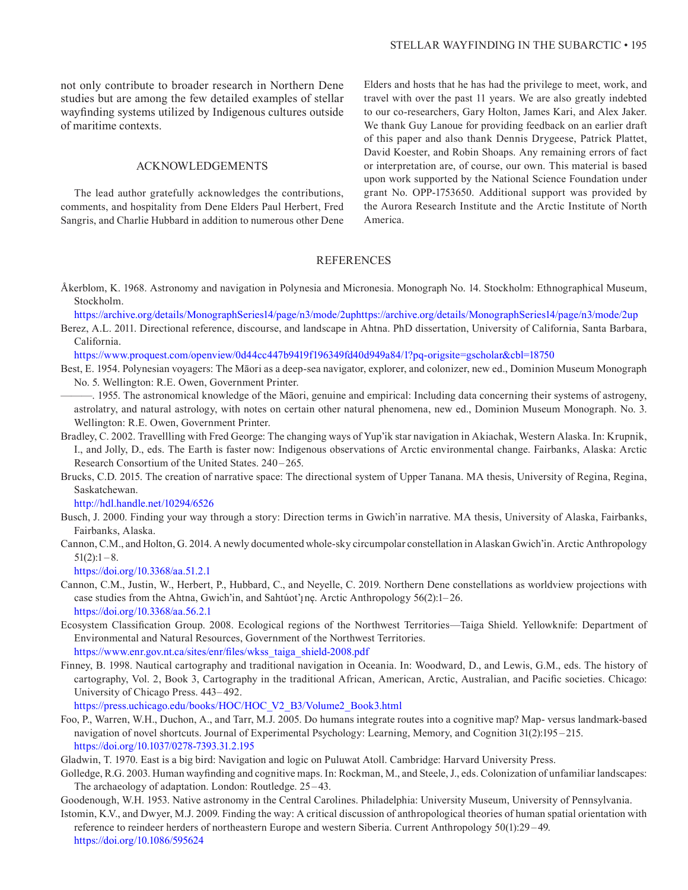not only contribute to broader research in Northern Dene studies but are among the few detailed examples of stellar wayfinding systems utilized by Indigenous cultures outside of maritime contexts.

## ACKNOWLEDGEMENTS

The lead author gratefully acknowledges the contributions, comments, and hospitality from Dene Elders Paul Herbert, Fred Sangris, and Charlie Hubbard in addition to numerous other Dene Elders and hosts that he has had the privilege to meet, work, and travel with over the past 11 years. We are also greatly indebted to our co-researchers, Gary Holton, James Kari, and Alex Jaker. We thank Guy Lanoue for providing feedback on an earlier draft of this paper and also thank Dennis Drygeese, Patrick Plattet, David Koester, and Robin Shoaps. Any remaining errors of fact or interpretation are, of course, our own. This material is based upon work supported by the National Science Foundation under grant No. OPP-1753650. Additional support was provided by the Aurora Research Institute and the Arctic Institute of North America.

## REFERENCES

Åkerblom, K. 1968. Astronomy and navigation in Polynesia and Micronesia. Monograph No. 14. Stockholm: Ethnographical Museum, Stockholm.
https://archive.org/details/MonographSeries14/page/n3/mode/2uphttps://archive.org/details/MonographSeries14/page/n3/mode/2up

Berez, A.L. 2011. Directional reference, discourse, and landscape in Ahtna. PhD dissertation, University of California, Santa Barbara, California.
https://www.proquest.com/openview/0d44cc447b9419f196349fd40d949a84/1?pq-origsite=gscholar&cbl=18750

Best, E. 1954. Polynesian voyagers: The Māori as a deep-sea navigator, explorer, and colonizer, new ed., Dominion Museum Monograph No. 5. Wellington: R.E. Owen, Government Printer.

———. 1955. The astronomical knowledge of the Māori, genuine and empirical: Including data concerning their systems of astrogeny, astrolatry, and natural astrology, with notes on certain other natural phenomena, new ed., Dominion Museum Monograph. No. 3. Wellington: R.E. Owen, Government Printer.

Bradley, C. 2002. Travellling with Fred George: The changing ways of Yup'ik star navigation in Akiachak, Western Alaska. In: Krupnik, I., and Jolly, D., eds. The Earth is faster now: Indigenous observations of Arctic environmental change. Fairbanks, Alaska: Arctic Research Consortium of the United States. 240–265.

Brucks, C.D. 2015. The creation of narrative space: The directional system of Upper Tanana. MA thesis, University of Regina, Regina, Saskatchewan.
http://hdl.handle.net/10294/6526

Busch, J. 2000. Finding your way through a story: Direction terms in Gwich'in narrative. MA thesis, University of Alaska, Fairbanks, Fairbanks, Alaska.

Cannon, C.M., and Holton, G. 2014. A newly documented whole-sky circumpolar constellation in Alaskan Gwich'in. Arctic Anthropology 51(2):1–8.
https://doi.org/10.3368/aa.51.2.1

Cannon, C.M., Justin, W., Herbert, P., Hubbard, C., and Neyelle, C. 2019. Northern Dene constellations as worldview projections with case studies from the Ahtna, Gwich'in, and Sahtúot'ı̨nę. Arctic Anthropology 56(2):1–26.
https://doi.org/10.3368/aa.56.2.1

Ecosystem Classification Group. 2008. Ecological regions of the Northwest Territories—Taiga Shield. Yellowknife: Department of Environmental and Natural Resources, Government of the Northwest Territories.
https://www.enr.gov.nt.ca/sites/enr/files/wkss_taiga_shield-2008.pdf

Finney, B. 1998. Nautical cartography and traditional navigation in Oceania. In: Woodward, D., and Lewis, G.M., eds. The history of cartography, Vol. 2, Book 3, Cartography in the traditional African, American, Arctic, Australian, and Pacific societies. Chicago: University of Chicago Press. 443–492.
https://press.uchicago.edu/books/HOC/HOC_V2_B3/Volume2_Book3.html

Foo, P., Warren, W.H., Duchon, A., and Tarr, M.J. 2005. Do humans integrate routes into a cognitive map? Map- versus landmark-based navigation of novel shortcuts. Journal of Experimental Psychology: Learning, Memory, and Cognition 31(2):195–215.
https://doi.org/10.1037/0278-7393.31.2.195

Gladwin, T. 1970. East is a big bird: Navigation and logic on Puluwat Atoll. Cambridge: Harvard University Press.

Golledge, R.G. 2003. Human wayfinding and cognitive maps. In: Rockman, M., and Steele, J., eds. Colonization of unfamiliar landscapes: The archaeology of adaptation. London: Routledge. 25–43.

Goodenough, W.H. 1953. Native astronomy in the Central Carolines. Philadelphia: University Museum, University of Pennsylvania.

Istomin, K.V., and Dwyer, M.J. 2009. Finding the way: A critical discussion of anthropological theories of human spatial orientation with reference to reindeer herders of northeastern Europe and western Siberia. Current Anthropology 50(1):29–49.
https://doi.org/10.1086/595624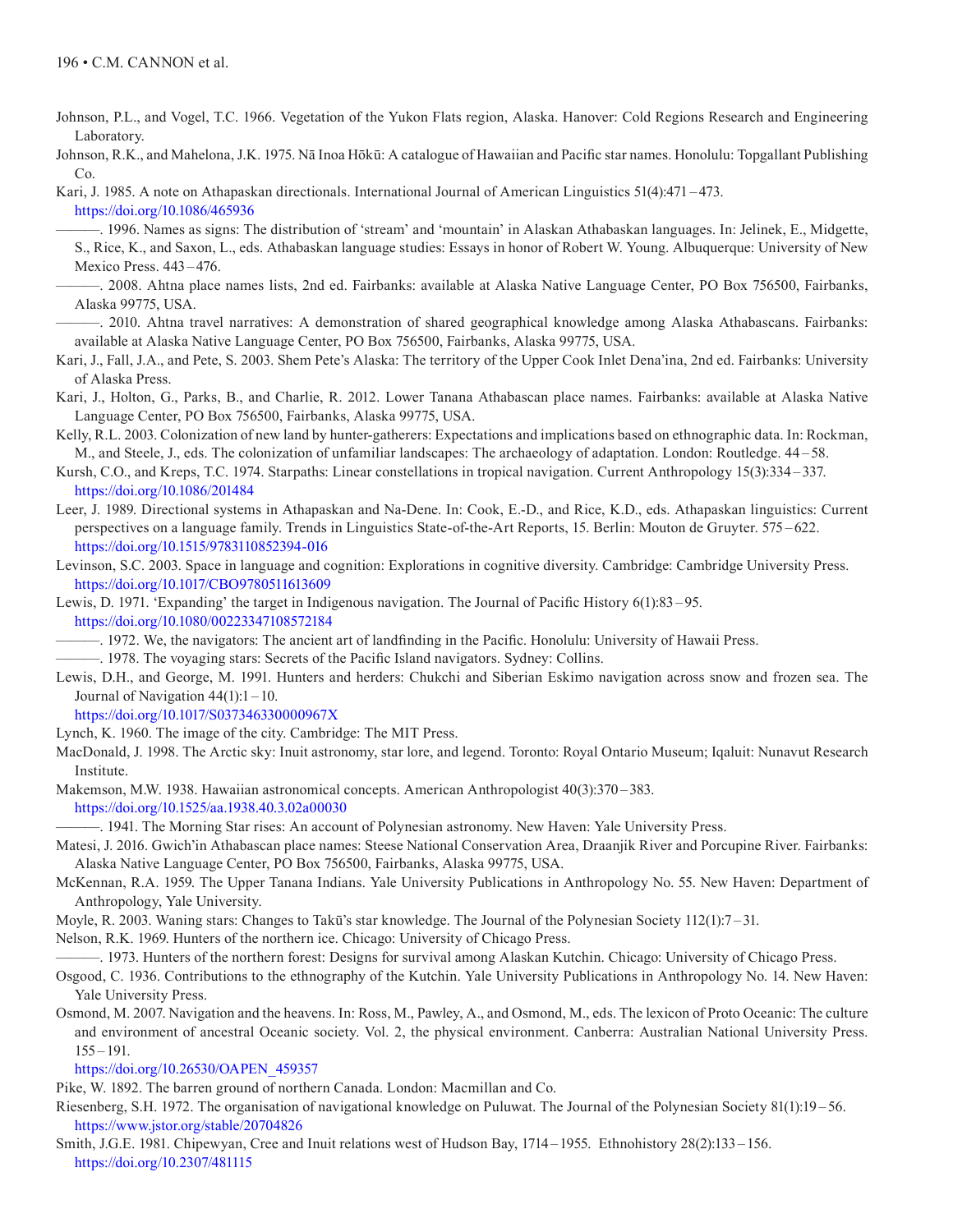Johnson, P.L., and Vogel, T.C. 1966. Vegetation of the Yukon Flats region, Alaska. Hanover: Cold Regions Research and Engineering Laboratory.

Johnson, R.K., and Mahelona, J.K. 1975. Nā Inoa Hōkū: A catalogue of Hawaiian and Pacific star names. Honolulu: Topgallant Publishing Co.

Kari, J. 1985. A note on Athapaskan directionals. International Journal of American Linguistics 51(4):471 – 473. https://doi.org/10.1086/465936

———. 1996. Names as signs: The distribution of 'stream' and 'mountain' in Alaskan Athabaskan languages. In: Jelinek, E., Midgette, S., Rice, K., and Saxon, L., eds. Athabaskan language studies: Essays in honor of Robert W. Young. Albuquerque: University of New Mexico Press. 443 – 476.

———. 2008. Ahtna place names lists, 2nd ed. Fairbanks: available at Alaska Native Language Center, PO Box 756500, Fairbanks, Alaska 99775, USA.

———. 2010. Ahtna travel narratives: A demonstration of shared geographical knowledge among Alaska Athabascans. Fairbanks: available at Alaska Native Language Center, PO Box 756500, Fairbanks, Alaska 99775, USA.

Kari, J., Fall, J.A., and Pete, S. 2003. Shem Pete's Alaska: The territory of the Upper Cook Inlet Dena'ina, 2nd ed. Fairbanks: University of Alaska Press.

Kari, J., Holton, G., Parks, B., and Charlie, R. 2012. Lower Tanana Athabascan place names. Fairbanks: available at Alaska Native Language Center, PO Box 756500, Fairbanks, Alaska 99775, USA.

Kelly, R.L. 2003. Colonization of new land by hunter-gatherers: Expectations and implications based on ethnographic data. In: Rockman, M., and Steele, J., eds. The colonization of unfamiliar landscapes: The archaeology of adaptation. London: Routledge. 44 – 58.

Kursh, C.O., and Kreps, T.C. 1974. Starpaths: Linear constellations in tropical navigation. Current Anthropology 15(3):334 – 337. https://doi.org/10.1086/201484

Leer, J. 1989. Directional systems in Athapaskan and Na-Dene. In: Cook, E.-D., and Rice, K.D., eds. Athapaskan linguistics: Current perspectives on a language family. Trends in Linguistics State-of-the-Art Reports, 15. Berlin: Mouton de Gruyter. 575 – 622. https://doi.org/10.1515/9783110852394-016

Levinson, S.C. 2003. Space in language and cognition: Explorations in cognitive diversity. Cambridge: Cambridge University Press. https://doi.org/10.1017/CBO9780511613609

Lewis, D. 1971. 'Expanding' the target in Indigenous navigation. The Journal of Pacific History 6(1):83 – 95. https://doi.org/10.1080/00223347108572184

———. 1972. We, the navigators: The ancient art of landfinding in the Pacific. Honolulu: University of Hawaii Press.

———. 1978. The voyaging stars: Secrets of the Pacific Island navigators. Sydney: Collins.

Lewis, D.H., and George, M. 1991. Hunters and herders: Chukchi and Siberian Eskimo navigation across snow and frozen sea. The Journal of Navigation 44(1):1 – 10. https://doi.org/10.1017/S037346330000967X

Lynch, K. 1960. The image of the city. Cambridge: The MIT Press.

MacDonald, J. 1998. The Arctic sky: Inuit astronomy, star lore, and legend. Toronto: Royal Ontario Museum; Iqaluit: Nunavut Research Institute.

Makemson, M.W. 1938. Hawaiian astronomical concepts. American Anthropologist 40(3):370 – 383. https://doi.org/10.1525/aa.1938.40.3.02a00030

———. 1941. The Morning Star rises: An account of Polynesian astronomy. New Haven: Yale University Press.

Matesi, J. 2016. Gwich'in Athabascan place names: Steese National Conservation Area, Draanjik River and Porcupine River. Fairbanks: Alaska Native Language Center, PO Box 756500, Fairbanks, Alaska 99775, USA.

McKennan, R.A. 1959. The Upper Tanana Indians. Yale University Publications in Anthropology No. 55. New Haven: Department of Anthropology, Yale University.

Moyle, R. 2003. Waning stars: Changes to Takū's star knowledge. The Journal of the Polynesian Society 112(1):7 – 31.

Nelson, R.K. 1969. Hunters of the northern ice. Chicago: University of Chicago Press.

———. 1973. Hunters of the northern forest: Designs for survival among Alaskan Kutchin. Chicago: University of Chicago Press.

Osgood, C. 1936. Contributions to the ethnography of the Kutchin. Yale University Publications in Anthropology No. 14. New Haven: Yale University Press.

Osmond, M. 2007. Navigation and the heavens. In: Ross, M., Pawley, A., and Osmond, M., eds. The lexicon of Proto Oceanic: The culture and environment of ancestral Oceanic society. Vol. 2, the physical environment. Canberra: Australian National University Press. 155 – 191. https://doi.org/10.26530/OAPEN_459357

Pike, W. 1892. The barren ground of northern Canada. London: Macmillan and Co.

Riesenberg, S.H. 1972. The organisation of navigational knowledge on Puluwat. The Journal of the Polynesian Society 81(1):19 – 56. https://www.jstor.org/stable/20704826

Smith, J.G.E. 1981. Chipewyan, Cree and Inuit relations west of Hudson Bay, 1714 – 1955. Ethnohistory 28(2):133 – 156. https://doi.org/10.2307/481115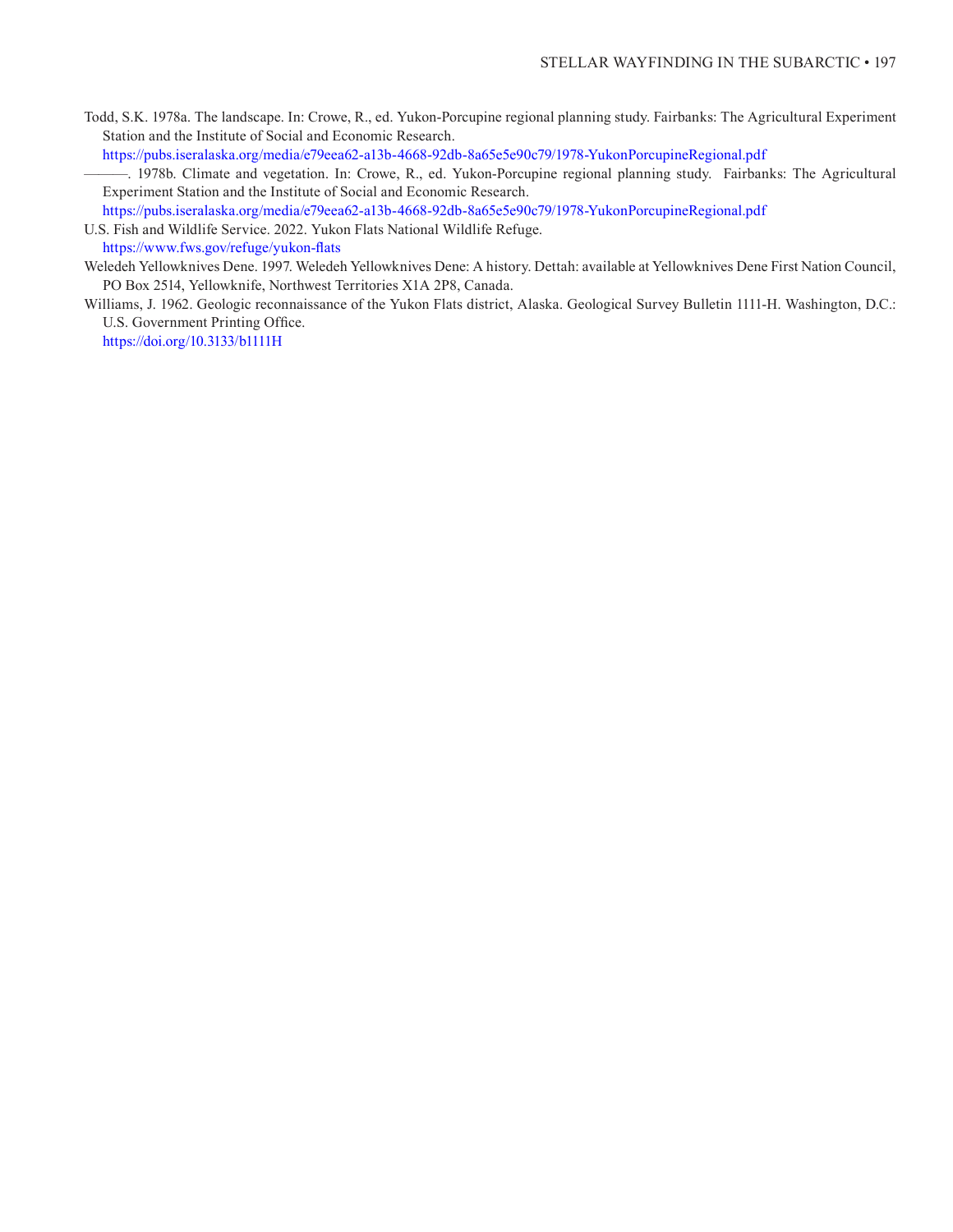Todd, S.K. 1978a. The landscape. In: Crowe, R., ed. Yukon-Porcupine regional planning study. Fairbanks: The Agricultural Experiment Station and the Institute of Social and Economic Research.
https://pubs.iseralaska.org/media/e79eea62-a13b-4668-92db-8a65e5e90c79/1978-YukonPorcupineRegional.pdf

———. 1978b. Climate and vegetation. In: Crowe, R., ed. Yukon-Porcupine regional planning study. Fairbanks: The Agricultural Experiment Station and the Institute of Social and Economic Research.
https://pubs.iseralaska.org/media/e79eea62-a13b-4668-92db-8a65e5e90c79/1978-YukonPorcupineRegional.pdf

U.S. Fish and Wildlife Service. 2022. Yukon Flats National Wildlife Refuge.
https://www.fws.gov/refuge/yukon-flats

Weledeh Yellowknives Dene. 1997. Weledeh Yellowknives Dene: A history. Dettah: available at Yellowknives Dene First Nation Council, PO Box 2514, Yellowknife, Northwest Territories X1A 2P8, Canada.

Williams, J. 1962. Geologic reconnaissance of the Yukon Flats district, Alaska. Geological Survey Bulletin 1111-H. Washington, D.C.: U.S. Government Printing Office.
https://doi.org/10.3133/b1111H